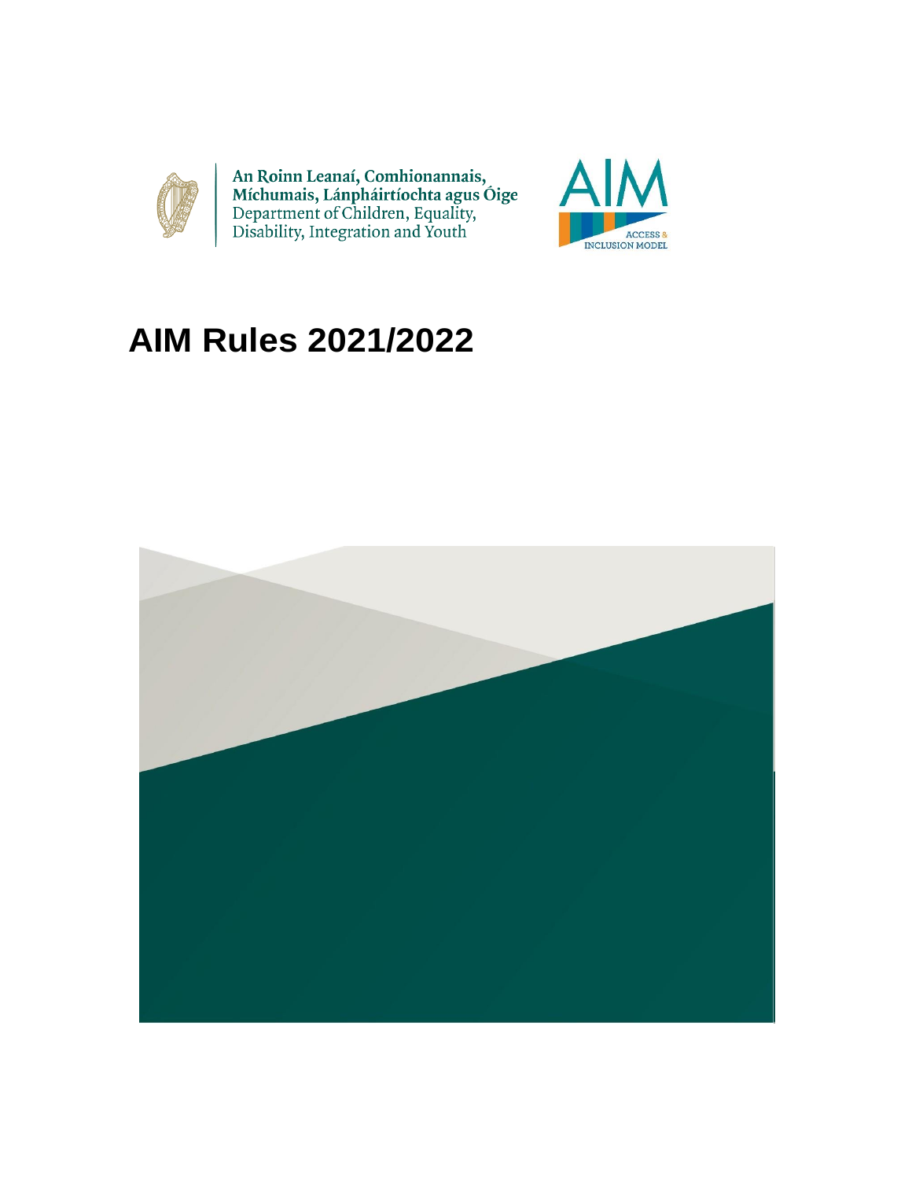An Roinn Leanaí, Comhionannais, Míchumais, Lánpháirtíochta agus Óige
Department of Children, Equality, Disability, Integration and Youth

AIM
ACCESS & INCLUSION MODEL

# AIM Rules 2021/2022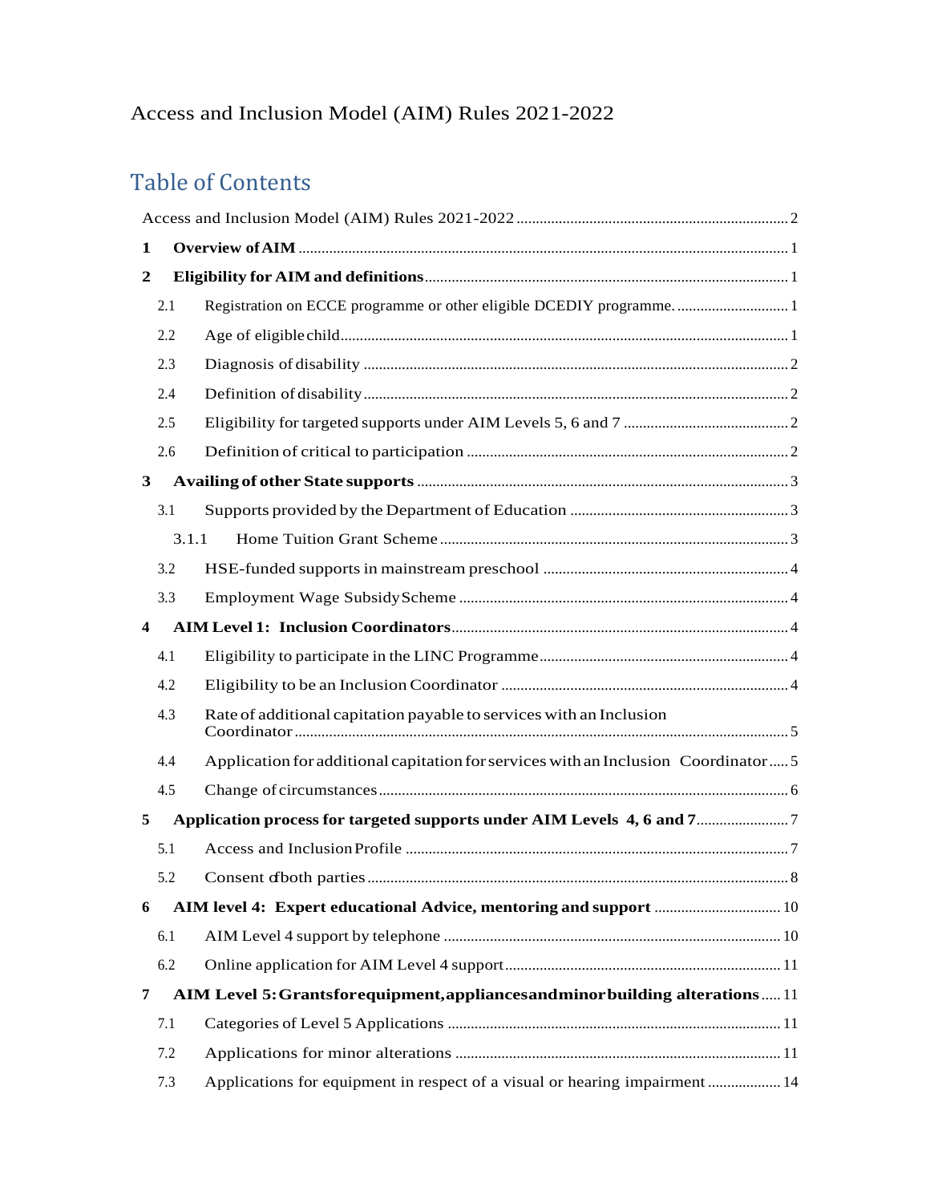Access and Inclusion Model (AIM) Rules 2021-2022

# Table of Contents

Access and Inclusion Model (AIM) Rules 2021-2022 ........ 2

**1 Overview of AIM** ........ 1

**2 Eligibility for AIM and definitions** ........ 1

- 2.1 Registration on ECCE programme or other eligible DCEDIY programme. ........ 1
- 2.2 Age of eligible child ........ 1
- 2.3 Diagnosis of disability ........ 2
- 2.4 Definition of disability ........ 2
- 2.5 Eligibility for targeted supports under AIM Levels 5, 6 and 7 ........ 2
- 2.6 Definition of critical to participation ........ 2

**3 Availing of other State supports** ........ 3

- 3.1 Supports provided by the Department of Education ........ 3
  - 3.1.1 Home Tuition Grant Scheme ........ 3
- 3.2 HSE-funded supports in mainstream preschool ........ 4
- 3.3 Employment Wage Subsidy Scheme ........ 4

**4 AIM Level 1: Inclusion Coordinators** ........ 4

- 4.1 Eligibility to participate in the LINC Programme ........ 4
- 4.2 Eligibility to be an Inclusion Coordinator ........ 4
- 4.3 Rate of additional capitation payable to services with an Inclusion Coordinator ........ 5
- 4.4 Application for additional capitation for services with an Inclusion Coordinator ........ 5
- 4.5 Change of circumstances ........ 6

**5 Application process for targeted supports under AIM Levels 4, 6 and 7** ........ 7

- 5.1 Access and Inclusion Profile ........ 7
- 5.2 Consent of both parties ........ 8

**6 AIM level 4: Expert educational Advice, mentoring and support** ........ 10

- 6.1 AIM Level 4 support by telephone ........ 10
- 6.2 Online application for AIM Level 4 support ........ 11

**7 AIM Level 5: Grants for equipment, appliances and minor building alterations** ........ 11

- 7.1 Categories of Level 5 Applications ........ 11
- 7.2 Applications for minor alterations ........ 11
- 7.3 Applications for equipment in respect of a visual or hearing impairment ........ 14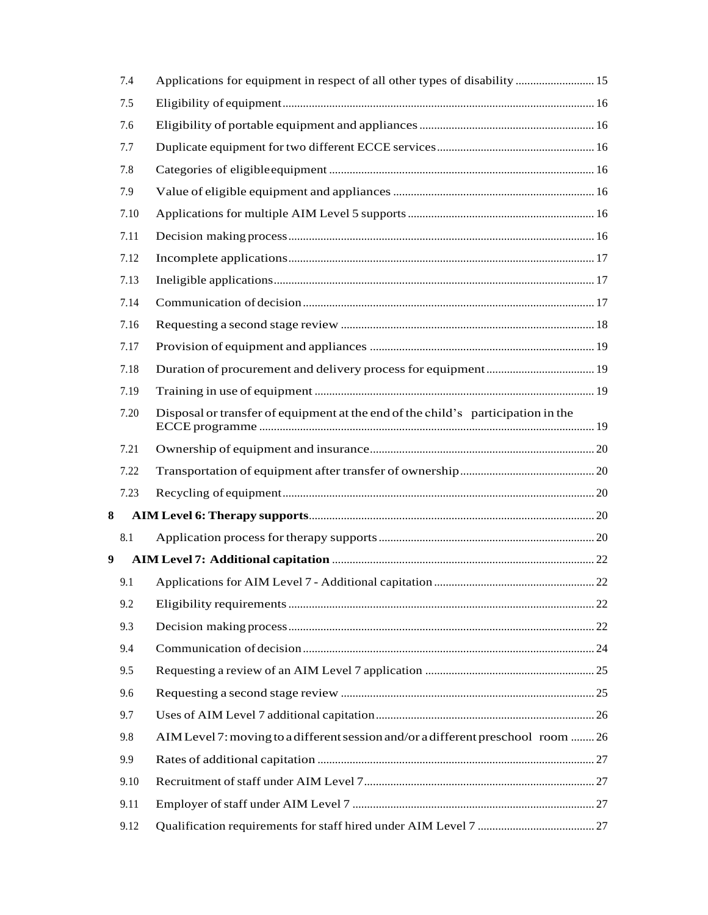| | | |
|---|---|---|
| 7.4 | Applications for equipment in respect of all other types of disability | 15 |
| 7.5 | Eligibility of equipment | 16 |
| 7.6 | Eligibility of portable equipment and appliances | 16 |
| 7.7 | Duplicate equipment for two different ECCE services | 16 |
| 7.8 | Categories of eligible equipment | 16 |
| 7.9 | Value of eligible equipment and appliances | 16 |
| 7.10 | Applications for multiple AIM Level 5 supports | 16 |
| 7.11 | Decision making process | 16 |
| 7.12 | Incomplete applications | 17 |
| 7.13 | Ineligible applications | 17 |
| 7.14 | Communication of decision | 17 |
| 7.16 | Requesting a second stage review | 18 |
| 7.17 | Provision of equipment and appliances | 19 |
| 7.18 | Duration of procurement and delivery process for equipment | 19 |
| 7.19 | Training in use of equipment | 19 |
| 7.20 | Disposal or transfer of equipment at the end of the child's participation in the ECCE programme | 19 |
| 7.21 | Ownership of equipment and insurance | 20 |
| 7.22 | Transportation of equipment after transfer of ownership | 20 |
| 7.23 | Recycling of equipment | 20 |
| **8** | **AIM Level 6: Therapy supports** | 20 |
| 8.1 | Application process for therapy supports | 20 |
| **9** | **AIM Level 7: Additional capitation** | 22 |
| 9.1 | Applications for AIM Level 7 - Additional capitation | 22 |
| 9.2 | Eligibility requirements | 22 |
| 9.3 | Decision making process | 22 |
| 9.4 | Communication of decision | 24 |
| 9.5 | Requesting a review of an AIM Level 7 application | 25 |
| 9.6 | Requesting a second stage review | 25 |
| 9.7 | Uses of AIM Level 7 additional capitation | 26 |
| 9.8 | AIM Level 7: moving to a different session and/or a different preschool room | 26 |
| 9.9 | Rates of additional capitation | 27 |
| 9.10 | Recruitment of staff under AIM Level 7 | 27 |
| 9.11 | Employer of staff under AIM Level 7 | 27 |
| 9.12 | Qualification requirements for staff hired under AIM Level 7 | 27 |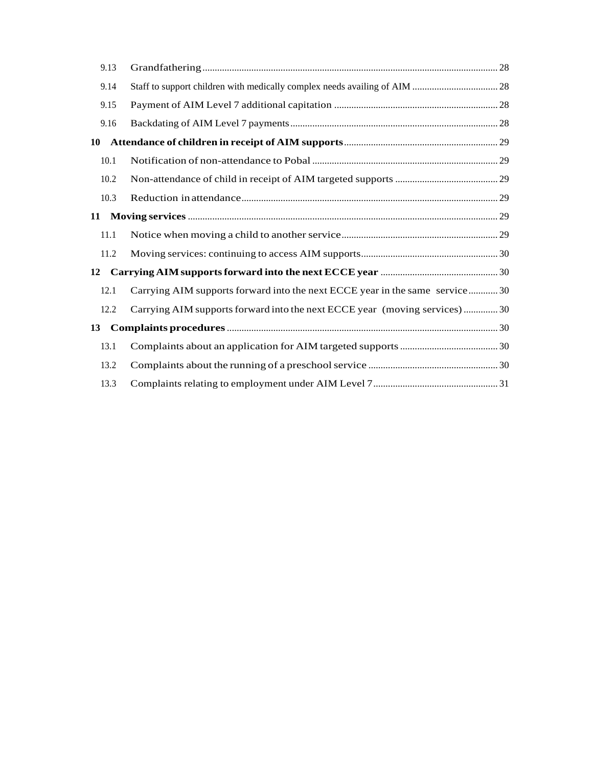| | | |
|---|---|---|
| 9.13 | Grandfathering | 28 |
| 9.14 | Staff to support children with medically complex needs availing of AIM | 28 |
| 9.15 | Payment of AIM Level 7 additional capitation | 28 |
| 9.16 | Backdating of AIM Level 7 payments | 28 |
| **10** | **Attendance of children in receipt of AIM supports** | 29 |
| 10.1 | Notification of non-attendance to Pobal | 29 |
| 10.2 | Non-attendance of child in receipt of AIM targeted supports | 29 |
| 10.3 | Reduction in attendance | 29 |
| **11** | **Moving services** | 29 |
| 11.1 | Notice when moving a child to another service | 29 |
| 11.2 | Moving services: continuing to access AIM supports | 30 |
| **12** | **Carrying AIM supports forward into the next ECCE year** | 30 |
| 12.1 | Carrying AIM supports forward into the next ECCE year in the same service | 30 |
| 12.2 | Carrying AIM supports forward into the next ECCE year (moving services) | 30 |
| **13** | **Complaints procedures** | 30 |
| 13.1 | Complaints about an application for AIM targeted supports | 30 |
| 13.2 | Complaints about the running of a preschool service | 30 |
| 13.3 | Complaints relating to employment under AIM Level 7 | 31 |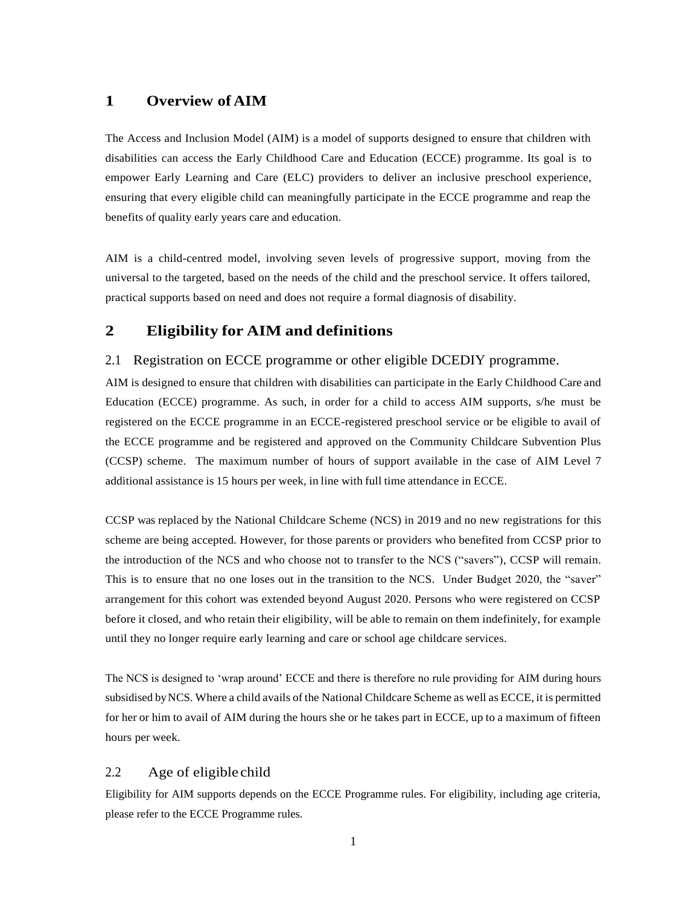# 1 Overview of AIM

The Access and Inclusion Model (AIM) is a model of supports designed to ensure that children with disabilities can access the Early Childhood Care and Education (ECCE) programme. Its goal is to empower Early Learning and Care (ELC) providers to deliver an inclusive preschool experience, ensuring that every eligible child can meaningfully participate in the ECCE programme and reap the benefits of quality early years care and education.

AIM is a child-centred model, involving seven levels of progressive support, moving from the universal to the targeted, based on the needs of the child and the preschool service. It offers tailored, practical supports based on need and does not require a formal diagnosis of disability.

# 2 Eligibility for AIM and definitions

## 2.1 Registration on ECCE programme or other eligible DCEDIY programme.

AIM is designed to ensure that children with disabilities can participate in the Early Childhood Care and Education (ECCE) programme. As such, in order for a child to access AIM supports, s/he must be registered on the ECCE programme in an ECCE-registered preschool service or be eligible to avail of the ECCE programme and be registered and approved on the Community Childcare Subvention Plus (CCSP) scheme. The maximum number of hours of support available in the case of AIM Level 7 additional assistance is 15 hours per week, in line with full time attendance in ECCE.

CCSP was replaced by the National Childcare Scheme (NCS) in 2019 and no new registrations for this scheme are being accepted. However, for those parents or providers who benefited from CCSP prior to the introduction of the NCS and who choose not to transfer to the NCS ("savers"), CCSP will remain. This is to ensure that no one loses out in the transition to the NCS. Under Budget 2020, the "saver" arrangement for this cohort was extended beyond August 2020. Persons who were registered on CCSP before it closed, and who retain their eligibility, will be able to remain on them indefinitely, for example until they no longer require early learning and care or school age childcare services.

The NCS is designed to 'wrap around' ECCE and there is therefore no rule providing for AIM during hours subsidised by NCS. Where a child avails of the National Childcare Scheme as well as ECCE, it is permitted for her or him to avail of AIM during the hours she or he takes part in ECCE, up to a maximum of fifteen hours per week.

## 2.2 Age of eligible child

Eligibility for AIM supports depends on the ECCE Programme rules. For eligibility, including age criteria, please refer to the ECCE Programme rules.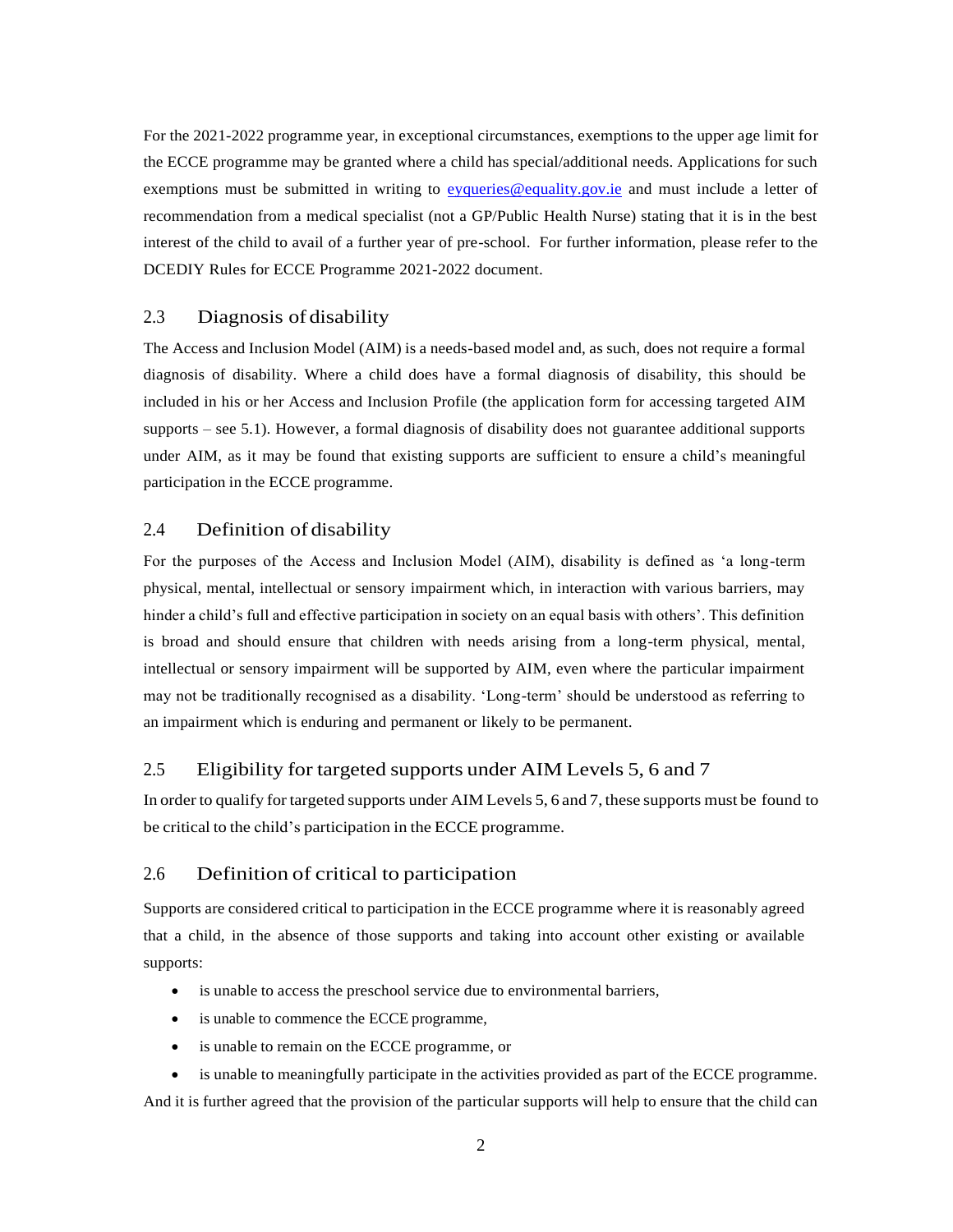For the 2021-2022 programme year, in exceptional circumstances, exemptions to the upper age limit for the ECCE programme may be granted where a child has special/additional needs. Applications for such exemptions must be submitted in writing to eyqueries@equality.gov.ie and must include a letter of recommendation from a medical specialist (not a GP/Public Health Nurse) stating that it is in the best interest of the child to avail of a further year of pre-school. For further information, please refer to the DCEDIY Rules for ECCE Programme 2021-2022 document.

## 2.3 Diagnosis of disability

The Access and Inclusion Model (AIM) is a needs-based model and, as such, does not require a formal diagnosis of disability. Where a child does have a formal diagnosis of disability, this should be included in his or her Access and Inclusion Profile (the application form for accessing targeted AIM supports – see 5.1). However, a formal diagnosis of disability does not guarantee additional supports under AIM, as it may be found that existing supports are sufficient to ensure a child's meaningful participation in the ECCE programme.

## 2.4 Definition of disability

For the purposes of the Access and Inclusion Model (AIM), disability is defined as 'a long-term physical, mental, intellectual or sensory impairment which, in interaction with various barriers, may hinder a child's full and effective participation in society on an equal basis with others'. This definition is broad and should ensure that children with needs arising from a long-term physical, mental, intellectual or sensory impairment will be supported by AIM, even where the particular impairment may not be traditionally recognised as a disability. 'Long-term' should be understood as referring to an impairment which is enduring and permanent or likely to be permanent.

## 2.5 Eligibility for targeted supports under AIM Levels 5, 6 and 7

In order to qualify for targeted supports under AIM Levels 5, 6 and 7, these supports must be found to be critical to the child's participation in the ECCE programme.

## 2.6 Definition of critical to participation

Supports are considered critical to participation in the ECCE programme where it is reasonably agreed that a child, in the absence of those supports and taking into account other existing or available supports:

- is unable to access the preschool service due to environmental barriers,
- is unable to commence the ECCE programme,
- is unable to remain on the ECCE programme, or
- is unable to meaningfully participate in the activities provided as part of the ECCE programme.

And it is further agreed that the provision of the particular supports will help to ensure that the child can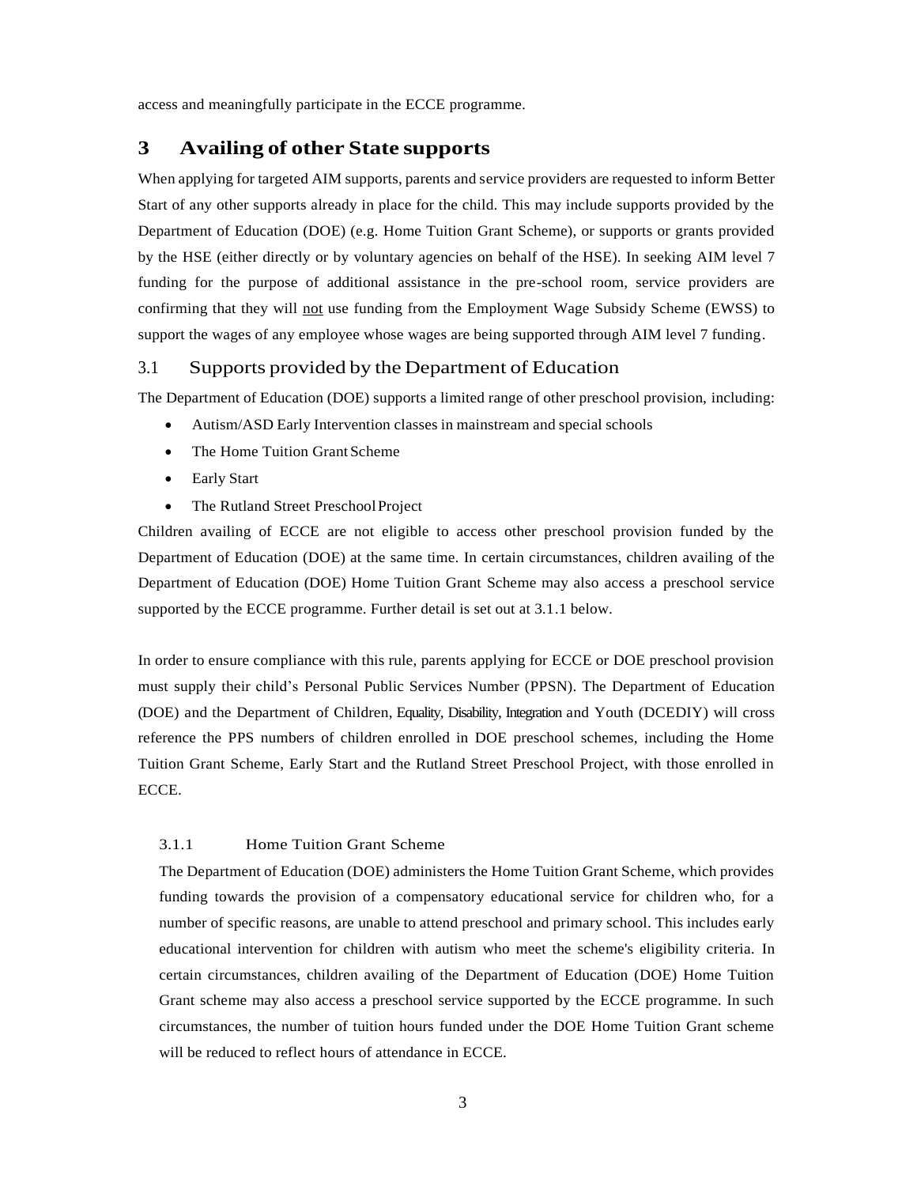access and meaningfully participate in the ECCE programme.

# 3 Availing of other State supports

When applying for targeted AIM supports, parents and service providers are requested to inform Better Start of any other supports already in place for the child. This may include supports provided by the Department of Education (DOE) (e.g. Home Tuition Grant Scheme), or supports or grants provided by the HSE (either directly or by voluntary agencies on behalf of the HSE). In seeking AIM level 7 funding for the purpose of additional assistance in the pre-school room, service providers are confirming that they will not use funding from the Employment Wage Subsidy Scheme (EWSS) to support the wages of any employee whose wages are being supported through AIM level 7 funding.

## 3.1 Supports provided by the Department of Education

The Department of Education (DOE) supports a limited range of other preschool provision, including:

- Autism/ASD Early Intervention classes in mainstream and special schools
- The Home Tuition Grant Scheme
- Early Start
- The Rutland Street Preschool Project

Children availing of ECCE are not eligible to access other preschool provision funded by the Department of Education (DOE) at the same time. In certain circumstances, children availing of the Department of Education (DOE) Home Tuition Grant Scheme may also access a preschool service supported by the ECCE programme. Further detail is set out at 3.1.1 below.

In order to ensure compliance with this rule, parents applying for ECCE or DOE preschool provision must supply their child's Personal Public Services Number (PPSN). The Department of Education (DOE) and the Department of Children, Equality, Disability, Integration and Youth (DCEDIY) will cross reference the PPS numbers of children enrolled in DOE preschool schemes, including the Home Tuition Grant Scheme, Early Start and the Rutland Street Preschool Project, with those enrolled in ECCE.

### 3.1.1 Home Tuition Grant Scheme

The Department of Education (DOE) administers the Home Tuition Grant Scheme, which provides funding towards the provision of a compensatory educational service for children who, for a number of specific reasons, are unable to attend preschool and primary school. This includes early educational intervention for children with autism who meet the scheme's eligibility criteria. In certain circumstances, children availing of the Department of Education (DOE) Home Tuition Grant scheme may also access a preschool service supported by the ECCE programme. In such circumstances, the number of tuition hours funded under the DOE Home Tuition Grant scheme will be reduced to reflect hours of attendance in ECCE.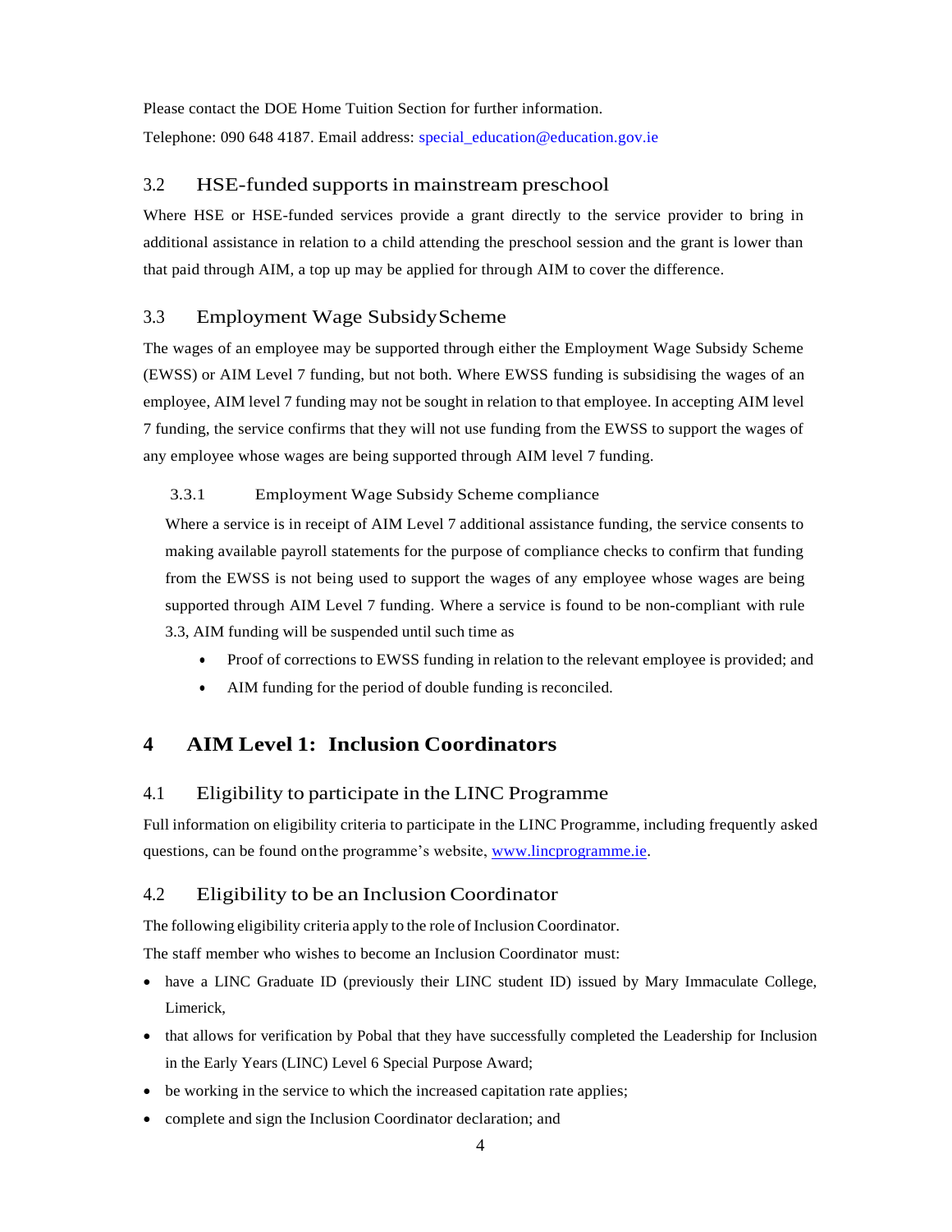Please contact the DOE Home Tuition Section for further information.

Telephone: 090 648 4187. Email address: special_education@education.gov.ie

## 3.2 HSE-funded supports in mainstream preschool

Where HSE or HSE-funded services provide a grant directly to the service provider to bring in additional assistance in relation to a child attending the preschool session and the grant is lower than that paid through AIM, a top up may be applied for through AIM to cover the difference.

## 3.3 Employment Wage Subsidy Scheme

The wages of an employee may be supported through either the Employment Wage Subsidy Scheme (EWSS) or AIM Level 7 funding, but not both. Where EWSS funding is subsidising the wages of an employee, AIM level 7 funding may not be sought in relation to that employee. In accepting AIM level 7 funding, the service confirms that they will not use funding from the EWSS to support the wages of any employee whose wages are being supported through AIM level 7 funding.

### 3.3.1 Employment Wage Subsidy Scheme compliance

Where a service is in receipt of AIM Level 7 additional assistance funding, the service consents to making available payroll statements for the purpose of compliance checks to confirm that funding from the EWSS is not being used to support the wages of any employee whose wages are being supported through AIM Level 7 funding. Where a service is found to be non-compliant with rule 3.3, AIM funding will be suspended until such time as

- Proof of corrections to EWSS funding in relation to the relevant employee is provided; and
- AIM funding for the period of double funding is reconciled.

# 4 AIM Level 1: Inclusion Coordinators

## 4.1 Eligibility to participate in the LINC Programme

Full information on eligibility criteria to participate in the LINC Programme, including frequently asked questions, can be found on the programme's website, www.lincprogramme.ie.

## 4.2 Eligibility to be an Inclusion Coordinator

The following eligibility criteria apply to the role of Inclusion Coordinator.

The staff member who wishes to become an Inclusion Coordinator must:

- have a LINC Graduate ID (previously their LINC student ID) issued by Mary Immaculate College, Limerick,
- that allows for verification by Pobal that they have successfully completed the Leadership for Inclusion in the Early Years (LINC) Level 6 Special Purpose Award;
- be working in the service to which the increased capitation rate applies;
- complete and sign the Inclusion Coordinator declaration; and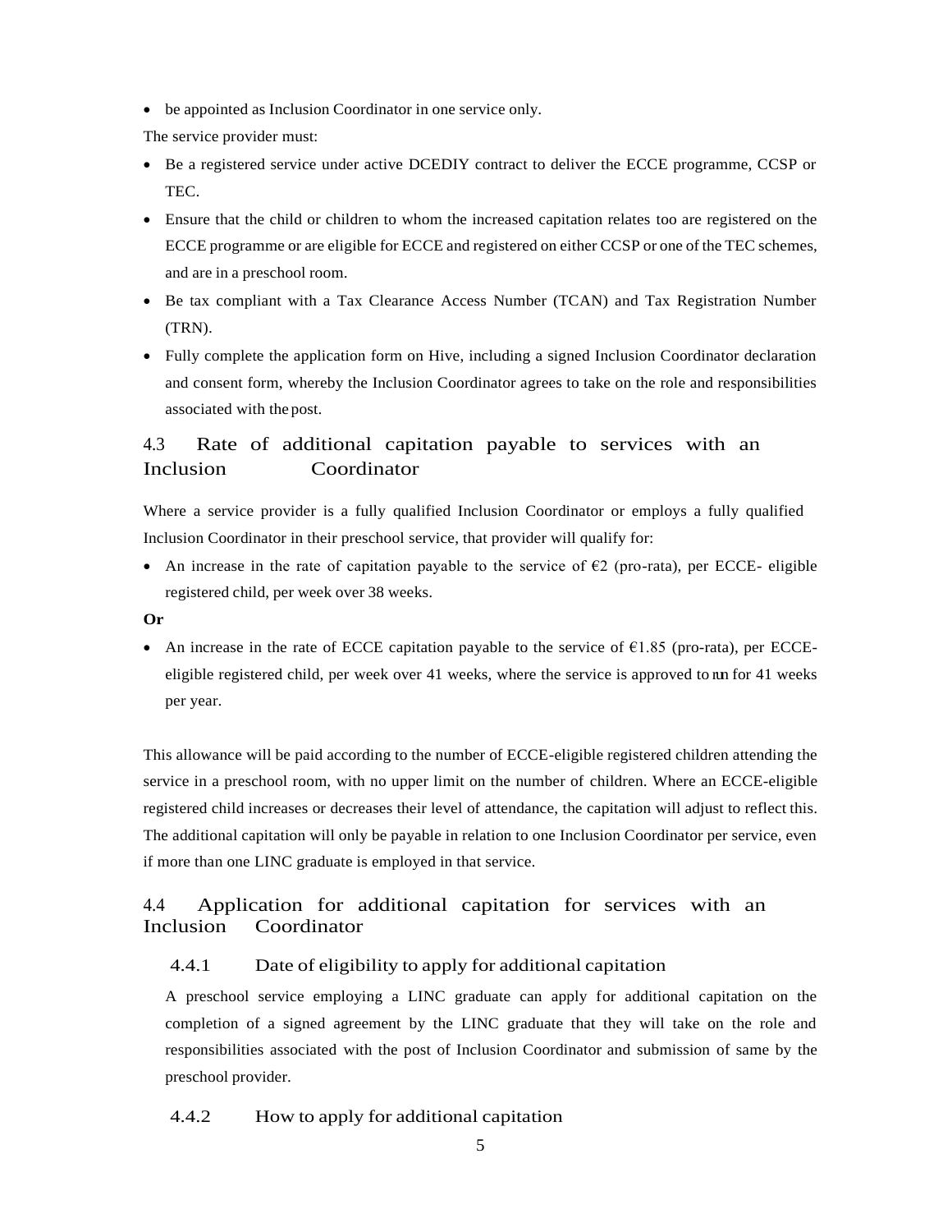- be appointed as Inclusion Coordinator in one service only.

The service provider must:

- Be a registered service under active DCEDIY contract to deliver the ECCE programme, CCSP or TEC.
- Ensure that the child or children to whom the increased capitation relates too are registered on the ECCE programme or are eligible for ECCE and registered on either CCSP or one of the TEC schemes, and are in a preschool room.
- Be tax compliant with a Tax Clearance Access Number (TCAN) and Tax Registration Number (TRN).
- Fully complete the application form on Hive, including a signed Inclusion Coordinator declaration and consent form, whereby the Inclusion Coordinator agrees to take on the role and responsibilities associated with the post.

## 4.3 Rate of additional capitation payable to services with an Inclusion Coordinator

Where a service provider is a fully qualified Inclusion Coordinator or employs a fully qualified Inclusion Coordinator in their preschool service, that provider will qualify for:

- An increase in the rate of capitation payable to the service of €2 (pro-rata), per ECCE- eligible registered child, per week over 38 weeks.

**Or**

- An increase in the rate of ECCE capitation payable to the service of €1.85 (pro-rata), per ECCE-eligible registered child, per week over 41 weeks, where the service is approved to run for 41 weeks per year.

This allowance will be paid according to the number of ECCE-eligible registered children attending the service in a preschool room, with no upper limit on the number of children. Where an ECCE-eligible registered child increases or decreases their level of attendance, the capitation will adjust to reflect this. The additional capitation will only be payable in relation to one Inclusion Coordinator per service, even if more than one LINC graduate is employed in that service.

## 4.4 Application for additional capitation for services with an Inclusion Coordinator

### 4.4.1 Date of eligibility to apply for additional capitation

A preschool service employing a LINC graduate can apply for additional capitation on the completion of a signed agreement by the LINC graduate that they will take on the role and responsibilities associated with the post of Inclusion Coordinator and submission of same by the preschool provider.

### 4.4.2 How to apply for additional capitation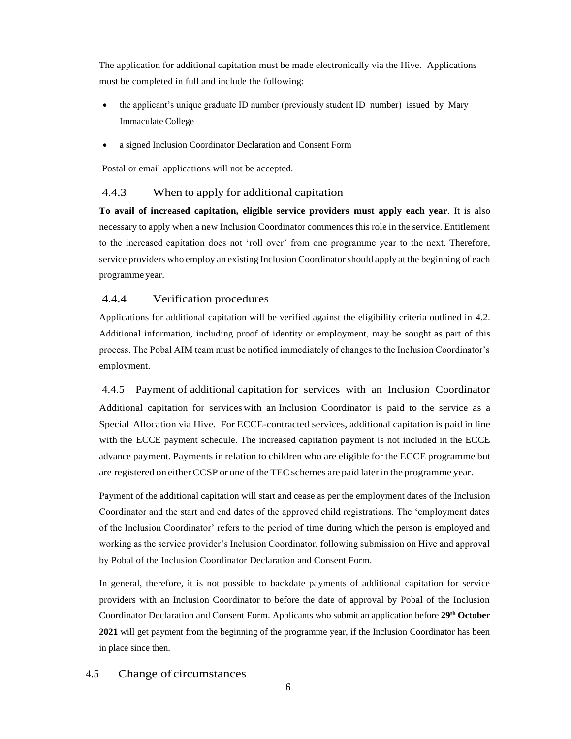The application for additional capitation must be made electronically via the Hive. Applications must be completed in full and include the following:

- the applicant's unique graduate ID number (previously student ID number) issued by Mary Immaculate College
- a signed Inclusion Coordinator Declaration and Consent Form

Postal or email applications will not be accepted.

### 4.4.3 When to apply for additional capitation

**To avail of increased capitation, eligible service providers must apply each year**. It is also necessary to apply when a new Inclusion Coordinator commences this role in the service. Entitlement to the increased capitation does not 'roll over' from one programme year to the next. Therefore, service providers who employ an existing Inclusion Coordinator should apply at the beginning of each programme year.

### 4.4.4 Verification procedures

Applications for additional capitation will be verified against the eligibility criteria outlined in 4.2. Additional information, including proof of identity or employment, may be sought as part of this process. The Pobal AIM team must be notified immediately of changes to the Inclusion Coordinator's employment.

### 4.4.5 Payment of additional capitation for services with an Inclusion Coordinator

Additional capitation for services with an Inclusion Coordinator is paid to the service as a Special Allocation via Hive. For ECCE-contracted services, additional capitation is paid in line with the ECCE payment schedule. The increased capitation payment is not included in the ECCE advance payment. Payments in relation to children who are eligible for the ECCE programme but are registered on either CCSP or one of the TEC schemes are paid later in the programme year.

Payment of the additional capitation will start and cease as per the employment dates of the Inclusion Coordinator and the start and end dates of the approved child registrations. The 'employment dates of the Inclusion Coordinator' refers to the period of time during which the person is employed and working as the service provider's Inclusion Coordinator, following submission on Hive and approval by Pobal of the Inclusion Coordinator Declaration and Consent Form.

In general, therefore, it is not possible to backdate payments of additional capitation for service providers with an Inclusion Coordinator to before the date of approval by Pobal of the Inclusion Coordinator Declaration and Consent Form. Applicants who submit an application before **29th October 2021** will get payment from the beginning of the programme year, if the Inclusion Coordinator has been in place since then.

## 4.5 Change of circumstances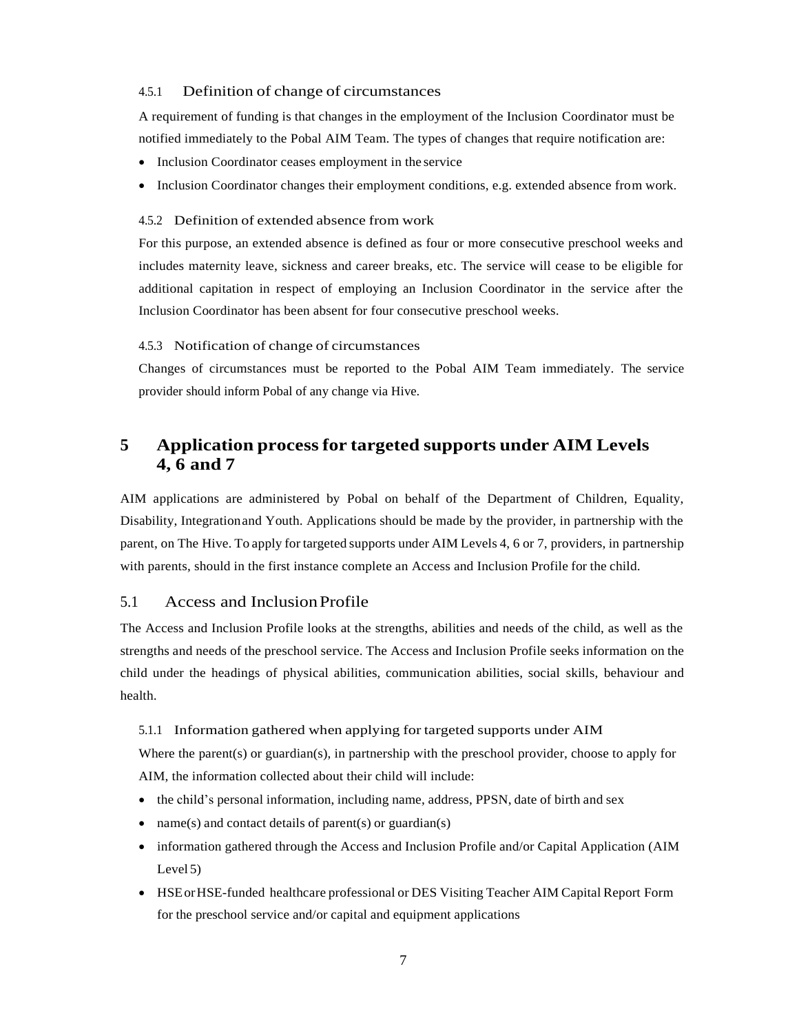#### 4.5.1 Definition of change of circumstances

A requirement of funding is that changes in the employment of the Inclusion Coordinator must be notified immediately to the Pobal AIM Team. The types of changes that require notification are:

- Inclusion Coordinator ceases employment in the service
- Inclusion Coordinator changes their employment conditions, e.g. extended absence from work.

#### 4.5.2 Definition of extended absence from work

For this purpose, an extended absence is defined as four or more consecutive preschool weeks and includes maternity leave, sickness and career breaks, etc. The service will cease to be eligible for additional capitation in respect of employing an Inclusion Coordinator in the service after the Inclusion Coordinator has been absent for four consecutive preschool weeks.

#### 4.5.3 Notification of change of circumstances

Changes of circumstances must be reported to the Pobal AIM Team immediately. The service provider should inform Pobal of any change via Hive.

# 5 Application process for targeted supports under AIM Levels 4, 6 and 7

AIM applications are administered by Pobal on behalf of the Department of Children, Equality, Disability, Integration and Youth. Applications should be made by the provider, in partnership with the parent, on The Hive. To apply for targeted supports under AIM Levels 4, 6 or 7, providers, in partnership with parents, should in the first instance complete an Access and Inclusion Profile for the child.

## 5.1 Access and Inclusion Profile

The Access and Inclusion Profile looks at the strengths, abilities and needs of the child, as well as the strengths and needs of the preschool service. The Access and Inclusion Profile seeks information on the child under the headings of physical abilities, communication abilities, social skills, behaviour and health.

#### 5.1.1 Information gathered when applying for targeted supports under AIM

Where the parent(s) or guardian(s), in partnership with the preschool provider, choose to apply for AIM, the information collected about their child will include:

- the child's personal information, including name, address, PPSN, date of birth and sex
- name(s) and contact details of parent(s) or guardian(s)
- information gathered through the Access and Inclusion Profile and/or Capital Application (AIM Level 5)
- HSE or HSE-funded healthcare professional or DES Visiting Teacher AIM Capital Report Form for the preschool service and/or capital and equipment applications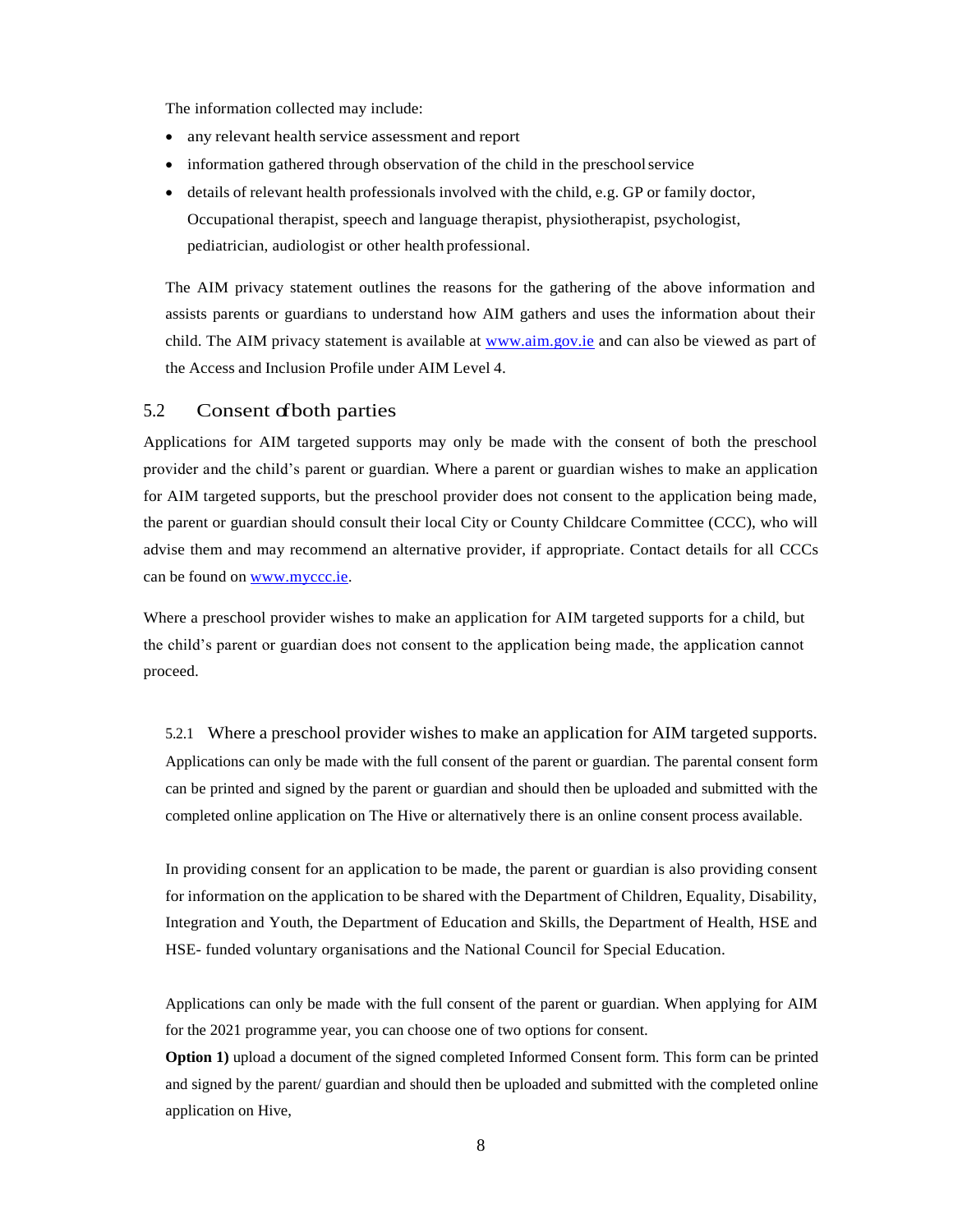The information collected may include:

- any relevant health service assessment and report
- information gathered through observation of the child in the preschool service
- details of relevant health professionals involved with the child, e.g. GP or family doctor, Occupational therapist, speech and language therapist, physiotherapist, psychologist, pediatrician, audiologist or other health professional.

The AIM privacy statement outlines the reasons for the gathering of the above information and assists parents or guardians to understand how AIM gathers and uses the information about their child. The AIM privacy statement is available at www.aim.gov.ie and can also be viewed as part of the Access and Inclusion Profile under AIM Level 4.

## 5.2 Consent of both parties

Applications for AIM targeted supports may only be made with the consent of both the preschool provider and the child's parent or guardian. Where a parent or guardian wishes to make an application for AIM targeted supports, but the preschool provider does not consent to the application being made, the parent or guardian should consult their local City or County Childcare Committee (CCC), who will advise them and may recommend an alternative provider, if appropriate. Contact details for all CCCs can be found on www.myccc.ie.

Where a preschool provider wishes to make an application for AIM targeted supports for a child, but the child's parent or guardian does not consent to the application being made, the application cannot proceed.

### 5.2.1 Where a preschool provider wishes to make an application for AIM targeted supports.

Applications can only be made with the full consent of the parent or guardian. The parental consent form can be printed and signed by the parent or guardian and should then be uploaded and submitted with the completed online application on The Hive or alternatively there is an online consent process available.

In providing consent for an application to be made, the parent or guardian is also providing consent for information on the application to be shared with the Department of Children, Equality, Disability, Integration and Youth, the Department of Education and Skills, the Department of Health, HSE and HSE- funded voluntary organisations and the National Council for Special Education.

Applications can only be made with the full consent of the parent or guardian. When applying for AIM for the 2021 programme year, you can choose one of two options for consent.

**Option 1)** upload a document of the signed completed Informed Consent form. This form can be printed and signed by the parent/ guardian and should then be uploaded and submitted with the completed online application on Hive,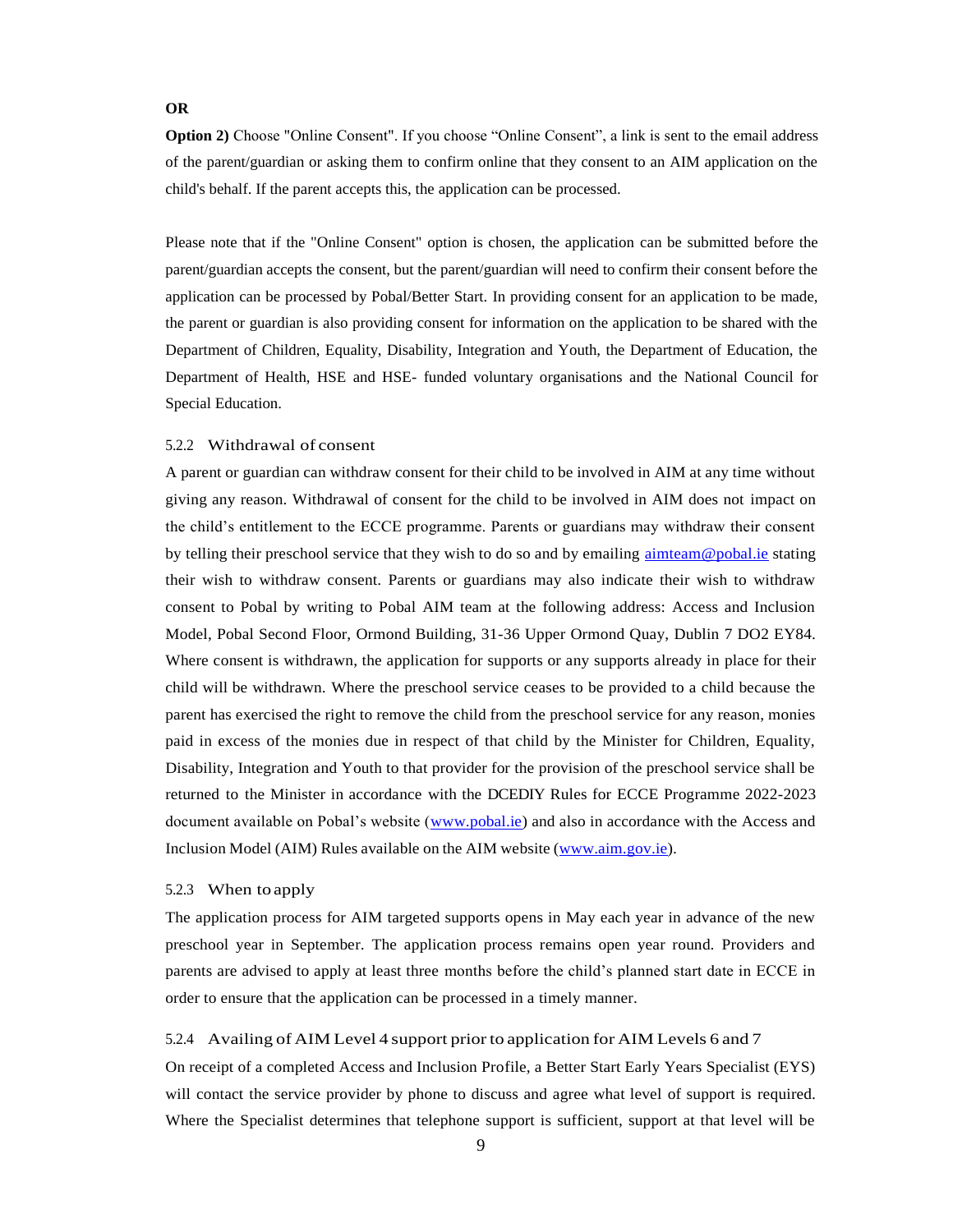**OR**

**Option 2)** Choose "Online Consent". If you choose "Online Consent", a link is sent to the email address of the parent/guardian or asking them to confirm online that they consent to an AIM application on the child's behalf. If the parent accepts this, the application can be processed.

Please note that if the "Online Consent" option is chosen, the application can be submitted before the parent/guardian accepts the consent, but the parent/guardian will need to confirm their consent before the application can be processed by Pobal/Better Start. In providing consent for an application to be made, the parent or guardian is also providing consent for information on the application to be shared with the Department of Children, Equality, Disability, Integration and Youth, the Department of Education, the Department of Health, HSE and HSE- funded voluntary organisations and the National Council for Special Education.

### 5.2.2 Withdrawal of consent

A parent or guardian can withdraw consent for their child to be involved in AIM at any time without giving any reason. Withdrawal of consent for the child to be involved in AIM does not impact on the child's entitlement to the ECCE programme. Parents or guardians may withdraw their consent by telling their preschool service that they wish to do so and by emailing aimteam@pobal.ie stating their wish to withdraw consent. Parents or guardians may also indicate their wish to withdraw consent to Pobal by writing to Pobal AIM team at the following address: Access and Inclusion Model, Pobal Second Floor, Ormond Building, 31-36 Upper Ormond Quay, Dublin 7 DO2 EY84. Where consent is withdrawn, the application for supports or any supports already in place for their child will be withdrawn. Where the preschool service ceases to be provided to a child because the parent has exercised the right to remove the child from the preschool service for any reason, monies paid in excess of the monies due in respect of that child by the Minister for Children, Equality, Disability, Integration and Youth to that provider for the provision of the preschool service shall be returned to the Minister in accordance with the DCEDIY Rules for ECCE Programme 2022-2023 document available on Pobal's website (www.pobal.ie) and also in accordance with the Access and Inclusion Model (AIM) Rules available on the AIM website (www.aim.gov.ie).

### 5.2.3 When to apply

The application process for AIM targeted supports opens in May each year in advance of the new preschool year in September. The application process remains open year round. Providers and parents are advised to apply at least three months before the child's planned start date in ECCE in order to ensure that the application can be processed in a timely manner.

### 5.2.4 Availing of AIM Level 4 support prior to application for AIM Levels 6 and 7

On receipt of a completed Access and Inclusion Profile, a Better Start Early Years Specialist (EYS) will contact the service provider by phone to discuss and agree what level of support is required. Where the Specialist determines that telephone support is sufficient, support at that level will be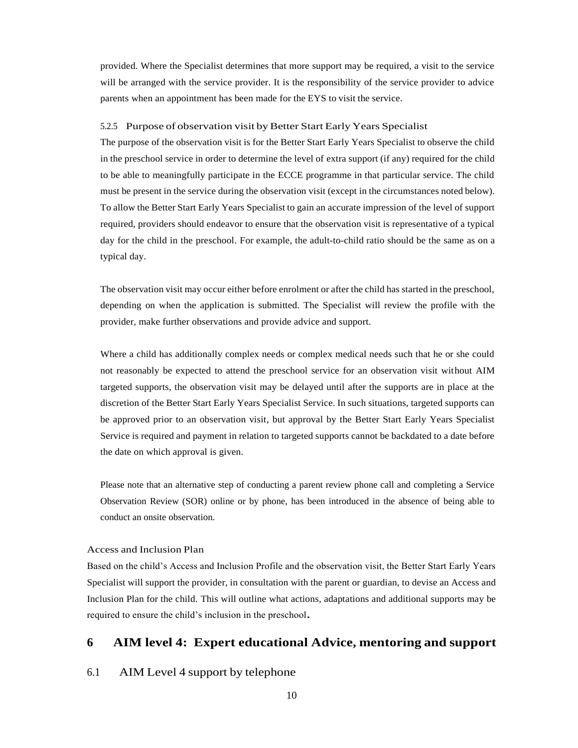provided. Where the Specialist determines that more support may be required, a visit to the service will be arranged with the service provider. It is the responsibility of the service provider to advice parents when an appointment has been made for the EYS to visit the service.

#### 5.2.5 Purpose of observation visit by Better Start Early Years Specialist

The purpose of the observation visit is for the Better Start Early Years Specialist to observe the child in the preschool service in order to determine the level of extra support (if any) required for the child to be able to meaningfully participate in the ECCE programme in that particular service. The child must be present in the service during the observation visit (except in the circumstances noted below). To allow the Better Start Early Years Specialist to gain an accurate impression of the level of support required, providers should endeavor to ensure that the observation visit is representative of a typical day for the child in the preschool. For example, the adult-to-child ratio should be the same as on a typical day.

The observation visit may occur either before enrolment or after the child has started in the preschool, depending on when the application is submitted. The Specialist will review the profile with the provider, make further observations and provide advice and support.

Where a child has additionally complex needs or complex medical needs such that he or she could not reasonably be expected to attend the preschool service for an observation visit without AIM targeted supports, the observation visit may be delayed until after the supports are in place at the discretion of the Better Start Early Years Specialist Service. In such situations, targeted supports can be approved prior to an observation visit, but approval by the Better Start Early Years Specialist Service is required and payment in relation to targeted supports cannot be backdated to a date before the date on which approval is given.

Please note that an alternative step of conducting a parent review phone call and completing a Service Observation Review (SOR) online or by phone, has been introduced in the absence of being able to conduct an onsite observation.

### Access and Inclusion Plan

Based on the child's Access and Inclusion Profile and the observation visit, the Better Start Early Years Specialist will support the provider, in consultation with the parent or guardian, to devise an Access and Inclusion Plan for the child. This will outline what actions, adaptations and additional supports may be required to ensure the child's inclusion in the preschool.

# 6 AIM level 4: Expert educational Advice, mentoring and support

## 6.1 AIM Level 4 support by telephone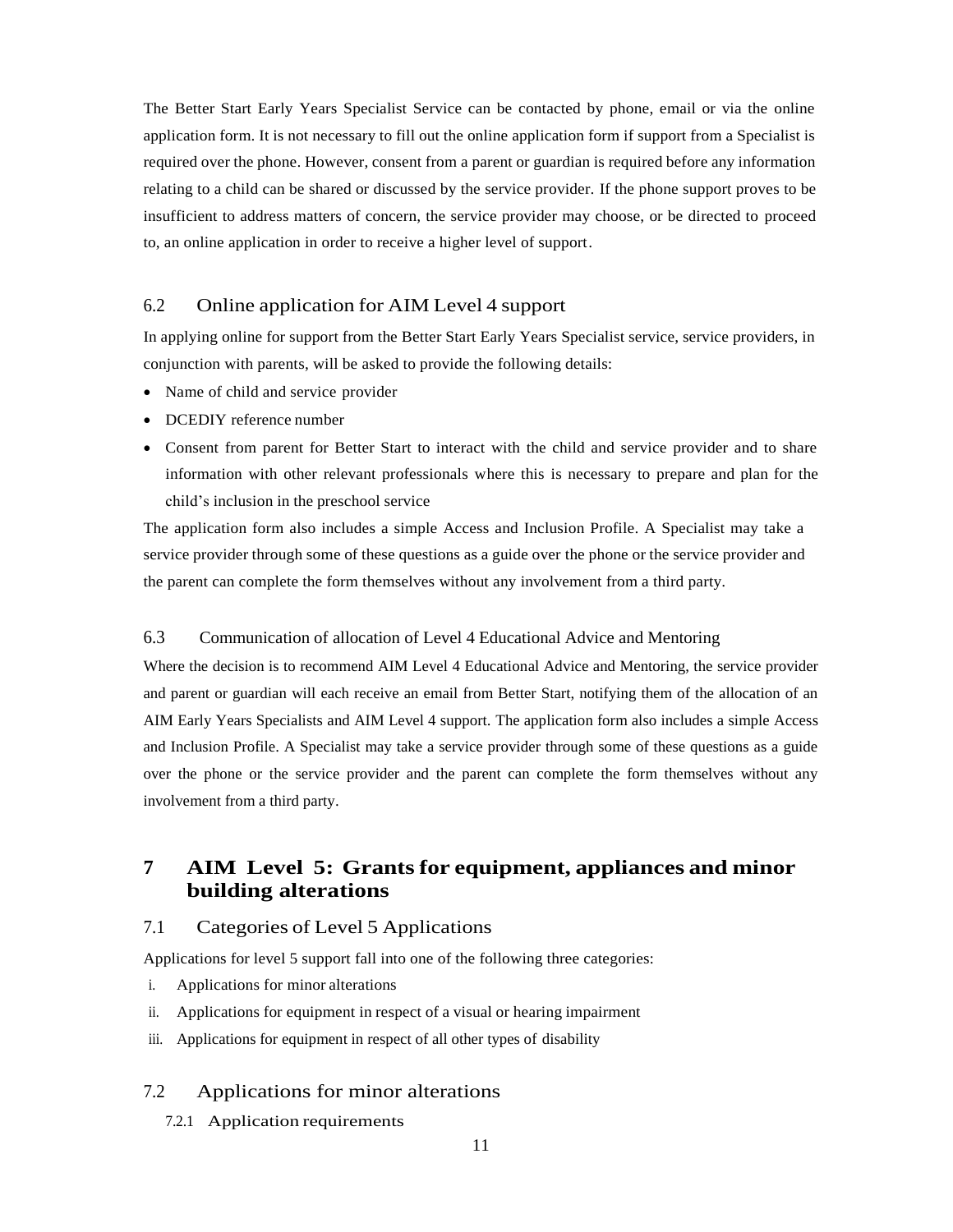The Better Start Early Years Specialist Service can be contacted by phone, email or via the online application form. It is not necessary to fill out the online application form if support from a Specialist is required over the phone. However, consent from a parent or guardian is required before any information relating to a child can be shared or discussed by the service provider. If the phone support proves to be insufficient to address matters of concern, the service provider may choose, or be directed to proceed to, an online application in order to receive a higher level of support.

### 6.2 Online application for AIM Level 4 support

In applying online for support from the Better Start Early Years Specialist service, service providers, in conjunction with parents, will be asked to provide the following details:

- Name of child and service provider
- DCEDIY reference number
- Consent from parent for Better Start to interact with the child and service provider and to share information with other relevant professionals where this is necessary to prepare and plan for the child's inclusion in the preschool service

The application form also includes a simple Access and Inclusion Profile. A Specialist may take a service provider through some of these questions as a guide over the phone or the service provider and the parent can complete the form themselves without any involvement from a third party.

### 6.3 Communication of allocation of Level 4 Educational Advice and Mentoring

Where the decision is to recommend AIM Level 4 Educational Advice and Mentoring, the service provider and parent or guardian will each receive an email from Better Start, notifying them of the allocation of an AIM Early Years Specialists and AIM Level 4 support. The application form also includes a simple Access and Inclusion Profile. A Specialist may take a service provider through some of these questions as a guide over the phone or the service provider and the parent can complete the form themselves without any involvement from a third party.

## 7 AIM Level 5: Grants for equipment, appliances and minor building alterations

### 7.1 Categories of Level 5 Applications

Applications for level 5 support fall into one of the following three categories:

i. Applications for minor alterations
ii. Applications for equipment in respect of a visual or hearing impairment
iii. Applications for equipment in respect of all other types of disability

### 7.2 Applications for minor alterations

#### 7.2.1 Application requirements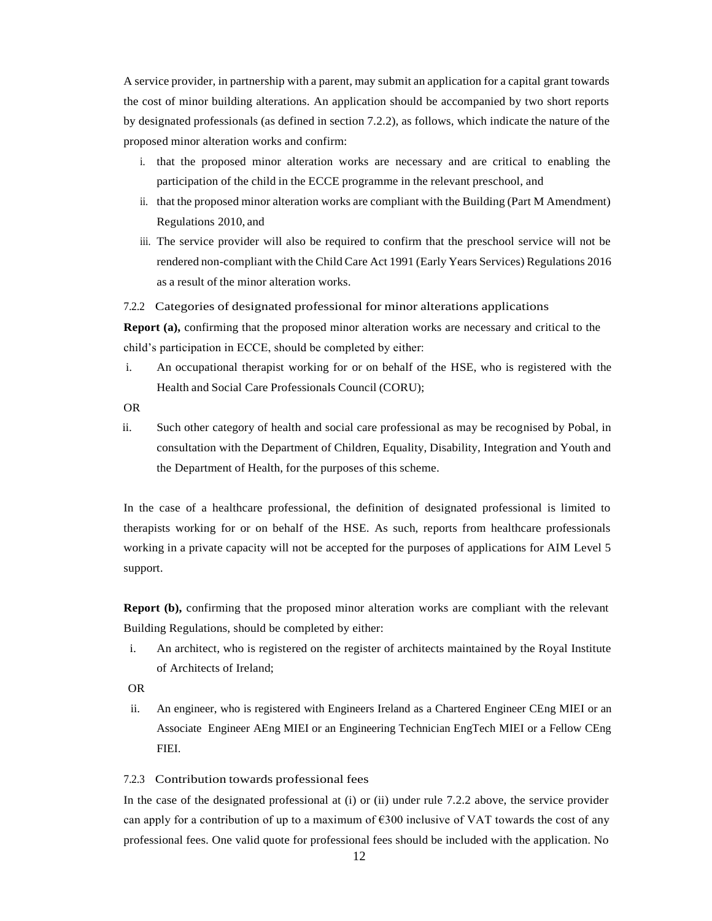A service provider, in partnership with a parent, may submit an application for a capital grant towards the cost of minor building alterations. An application should be accompanied by two short reports by designated professionals (as defined in section 7.2.2), as follows, which indicate the nature of the proposed minor alteration works and confirm:

i. that the proposed minor alteration works are necessary and are critical to enabling the participation of the child in the ECCE programme in the relevant preschool, and
ii. that the proposed minor alteration works are compliant with the Building (Part M Amendment) Regulations 2010, and
iii. The service provider will also be required to confirm that the preschool service will not be rendered non-compliant with the Child Care Act 1991 (Early Years Services) Regulations 2016 as a result of the minor alteration works.

### 7.2.2 Categories of designated professional for minor alterations applications

**Report (a),** confirming that the proposed minor alteration works are necessary and critical to the child's participation in ECCE, should be completed by either:

i. An occupational therapist working for or on behalf of the HSE, who is registered with the Health and Social Care Professionals Council (CORU);

OR

ii. Such other category of health and social care professional as may be recognised by Pobal, in consultation with the Department of Children, Equality, Disability, Integration and Youth and the Department of Health, for the purposes of this scheme.

In the case of a healthcare professional, the definition of designated professional is limited to therapists working for or on behalf of the HSE. As such, reports from healthcare professionals working in a private capacity will not be accepted for the purposes of applications for AIM Level 5 support.

**Report (b),** confirming that the proposed minor alteration works are compliant with the relevant Building Regulations, should be completed by either:

i. An architect, who is registered on the register of architects maintained by the Royal Institute of Architects of Ireland;

OR

ii. An engineer, who is registered with Engineers Ireland as a Chartered Engineer CEng MIEI or an Associate Engineer AEng MIEI or an Engineering Technician EngTech MIEI or a Fellow CEng FIEI.

### 7.2.3 Contribution towards professional fees

In the case of the designated professional at (i) or (ii) under rule 7.2.2 above, the service provider can apply for a contribution of up to a maximum of €300 inclusive of VAT towards the cost of any professional fees. One valid quote for professional fees should be included with the application. No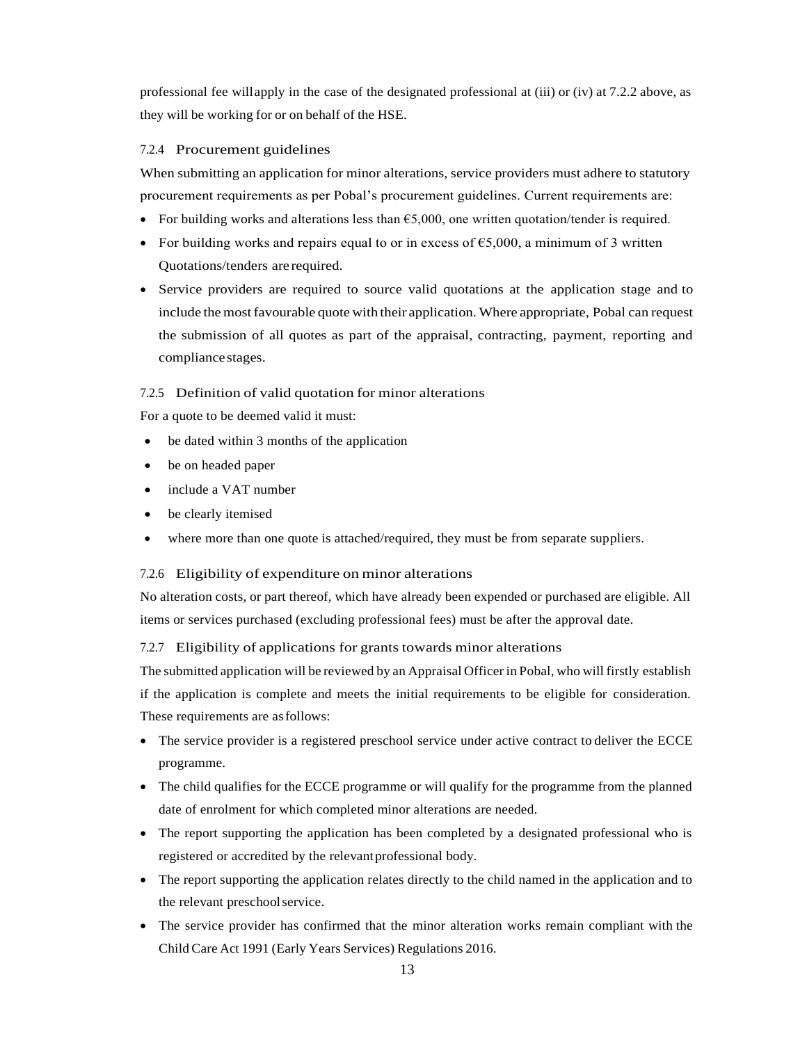professional fee will apply in the case of the designated professional at (iii) or (iv) at 7.2.2 above, as they will be working for or on behalf of the HSE.

#### 7.2.4 Procurement guidelines

When submitting an application for minor alterations, service providers must adhere to statutory procurement requirements as per Pobal's procurement guidelines. Current requirements are:

- For building works and alterations less than €5,000, one written quotation/tender is required.
- For building works and repairs equal to or in excess of €5,000, a minimum of 3 written Quotations/tenders are required.
- Service providers are required to source valid quotations at the application stage and to include the most favourable quote with their application. Where appropriate, Pobal can request the submission of all quotes as part of the appraisal, contracting, payment, reporting and compliance stages.

#### 7.2.5 Definition of valid quotation for minor alterations

For a quote to be deemed valid it must:

- be dated within 3 months of the application
- be on headed paper
- include a VAT number
- be clearly itemised
- where more than one quote is attached/required, they must be from separate suppliers.

#### 7.2.6 Eligibility of expenditure on minor alterations

No alteration costs, or part thereof, which have already been expended or purchased are eligible. All items or services purchased (excluding professional fees) must be after the approval date.

#### 7.2.7 Eligibility of applications for grants towards minor alterations

The submitted application will be reviewed by an Appraisal Officer in Pobal, who will firstly establish if the application is complete and meets the initial requirements to be eligible for consideration. These requirements are as follows:

- The service provider is a registered preschool service under active contract to deliver the ECCE programme.
- The child qualifies for the ECCE programme or will qualify for the programme from the planned date of enrolment for which completed minor alterations are needed.
- The report supporting the application has been completed by a designated professional who is registered or accredited by the relevant professional body.
- The report supporting the application relates directly to the child named in the application and to the relevant preschool service.
- The service provider has confirmed that the minor alteration works remain compliant with the Child Care Act 1991 (Early Years Services) Regulations 2016.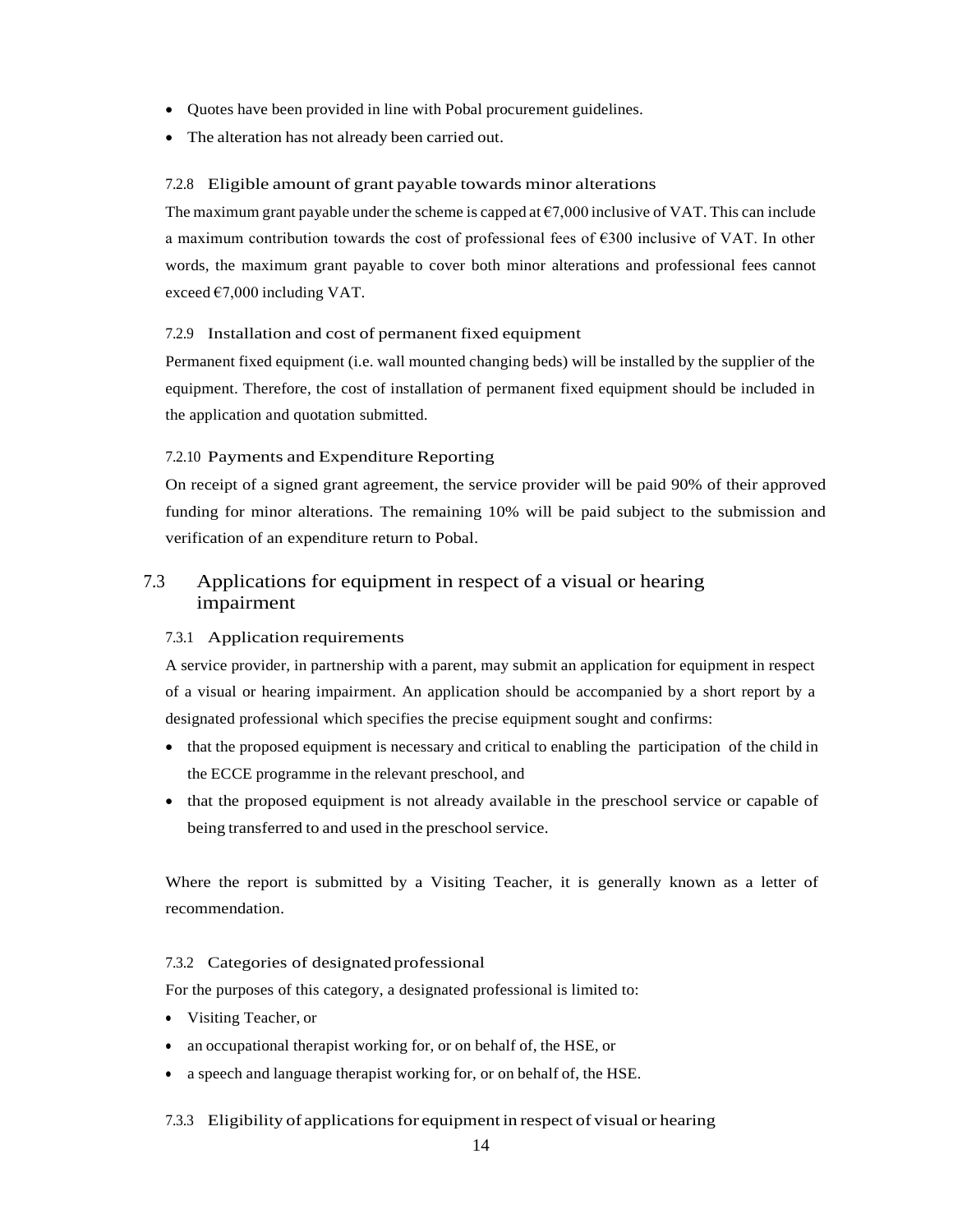- Quotes have been provided in line with Pobal procurement guidelines.
- The alteration has not already been carried out.

#### 7.2.8 Eligible amount of grant payable towards minor alterations

The maximum grant payable under the scheme is capped at €7,000 inclusive of VAT. This can include a maximum contribution towards the cost of professional fees of €300 inclusive of VAT. In other words, the maximum grant payable to cover both minor alterations and professional fees cannot exceed €7,000 including VAT.

#### 7.2.9 Installation and cost of permanent fixed equipment

Permanent fixed equipment (i.e. wall mounted changing beds) will be installed by the supplier of the equipment. Therefore, the cost of installation of permanent fixed equipment should be included in the application and quotation submitted.

#### 7.2.10 Payments and Expenditure Reporting

On receipt of a signed grant agreement, the service provider will be paid 90% of their approved funding for minor alterations. The remaining 10% will be paid subject to the submission and verification of an expenditure return to Pobal.

### 7.3 Applications for equipment in respect of a visual or hearing impairment

#### 7.3.1 Application requirements

A service provider, in partnership with a parent, may submit an application for equipment in respect of a visual or hearing impairment. An application should be accompanied by a short report by a designated professional which specifies the precise equipment sought and confirms:

- that the proposed equipment is necessary and critical to enabling the participation of the child in the ECCE programme in the relevant preschool, and
- that the proposed equipment is not already available in the preschool service or capable of being transferred to and used in the preschool service.

Where the report is submitted by a Visiting Teacher, it is generally known as a letter of recommendation.

#### 7.3.2 Categories of designated professional

For the purposes of this category, a designated professional is limited to:

- Visiting Teacher, or
- an occupational therapist working for, or on behalf of, the HSE, or
- a speech and language therapist working for, or on behalf of, the HSE.

#### 7.3.3 Eligibility of applications for equipment in respect of visual or hearing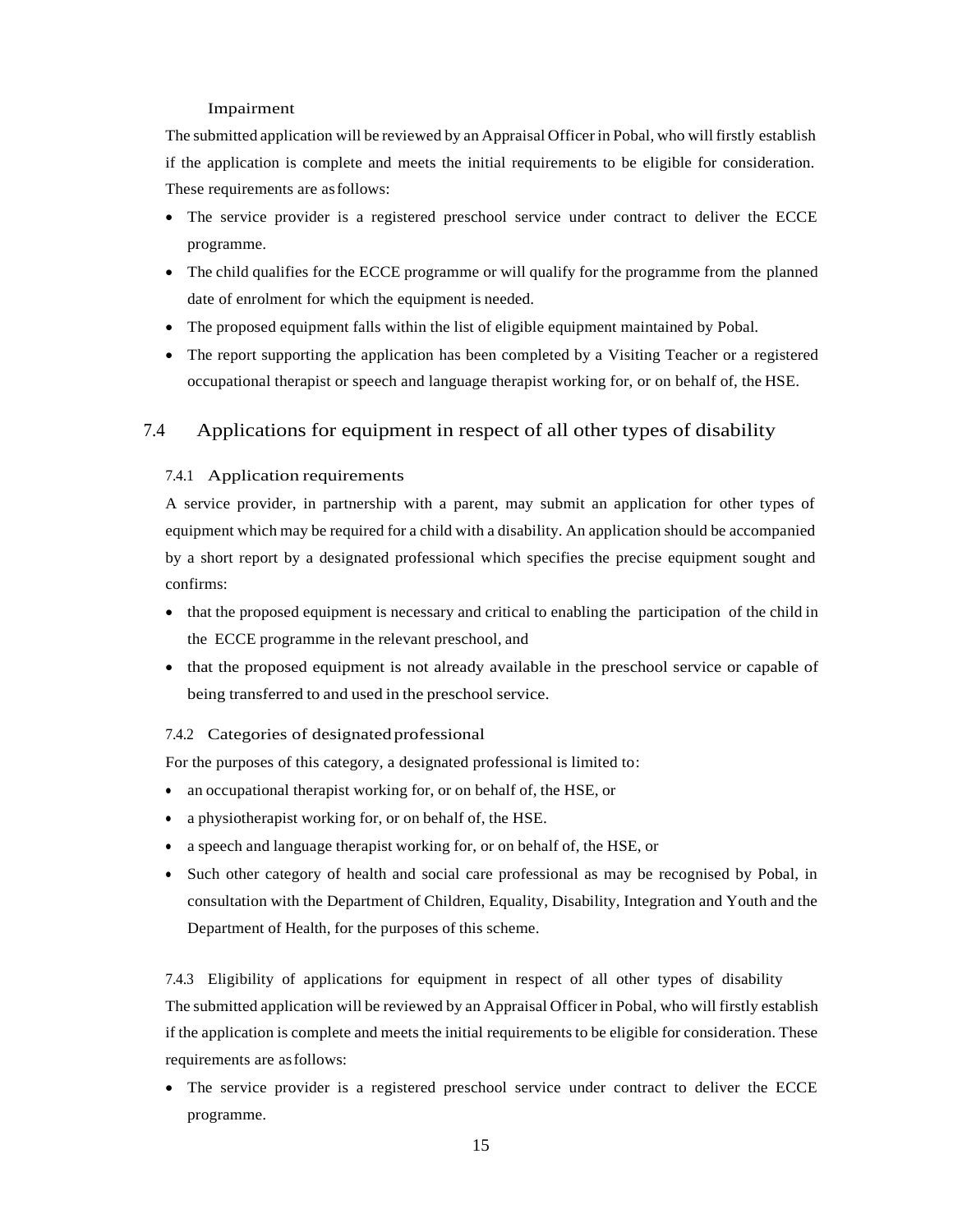Impairment

The submitted application will be reviewed by an Appraisal Officer in Pobal, who will firstly establish if the application is complete and meets the initial requirements to be eligible for consideration. These requirements are as follows:

- The service provider is a registered preschool service under contract to deliver the ECCE programme.
- The child qualifies for the ECCE programme or will qualify for the programme from the planned date of enrolment for which the equipment is needed.
- The proposed equipment falls within the list of eligible equipment maintained by Pobal.
- The report supporting the application has been completed by a Visiting Teacher or a registered occupational therapist or speech and language therapist working for, or on behalf of, the HSE.

## 7.4 Applications for equipment in respect of all other types of disability

### 7.4.1 Application requirements

A service provider, in partnership with a parent, may submit an application for other types of equipment which may be required for a child with a disability. An application should be accompanied by a short report by a designated professional which specifies the precise equipment sought and confirms:

- that the proposed equipment is necessary and critical to enabling the participation of the child in the ECCE programme in the relevant preschool, and
- that the proposed equipment is not already available in the preschool service or capable of being transferred to and used in the preschool service.

### 7.4.2 Categories of designated professional

For the purposes of this category, a designated professional is limited to:

- an occupational therapist working for, or on behalf of, the HSE, or
- a physiotherapist working for, or on behalf of, the HSE.
- a speech and language therapist working for, or on behalf of, the HSE, or
- Such other category of health and social care professional as may be recognised by Pobal, in consultation with the Department of Children, Equality, Disability, Integration and Youth and the Department of Health, for the purposes of this scheme.

### 7.4.3 Eligibility of applications for equipment in respect of all other types of disability

The submitted application will be reviewed by an Appraisal Officer in Pobal, who will firstly establish if the application is complete and meets the initial requirements to be eligible for consideration. These requirements are as follows:

- The service provider is a registered preschool service under contract to deliver the ECCE programme.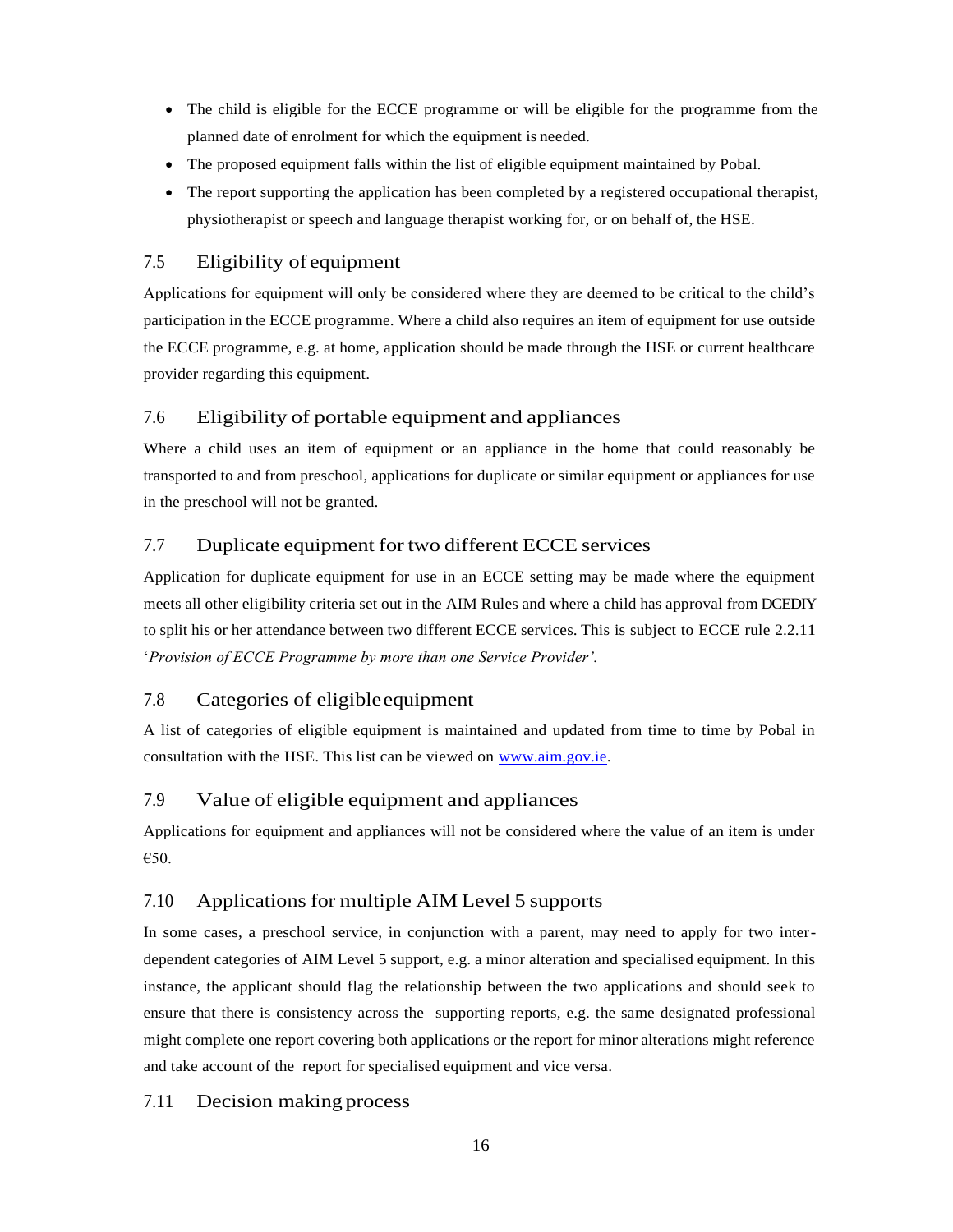- The child is eligible for the ECCE programme or will be eligible for the programme from the planned date of enrolment for which the equipment is needed.
- The proposed equipment falls within the list of eligible equipment maintained by Pobal.
- The report supporting the application has been completed by a registered occupational therapist, physiotherapist or speech and language therapist working for, or on behalf of, the HSE.

## 7.5 Eligibility of equipment

Applications for equipment will only be considered where they are deemed to be critical to the child's participation in the ECCE programme. Where a child also requires an item of equipment for use outside the ECCE programme, e.g. at home, application should be made through the HSE or current healthcare provider regarding this equipment.

## 7.6 Eligibility of portable equipment and appliances

Where a child uses an item of equipment or an appliance in the home that could reasonably be transported to and from preschool, applications for duplicate or similar equipment or appliances for use in the preschool will not be granted.

## 7.7 Duplicate equipment for two different ECCE services

Application for duplicate equipment for use in an ECCE setting may be made where the equipment meets all other eligibility criteria set out in the AIM Rules and where a child has approval from DCEDIY to split his or her attendance between two different ECCE services. This is subject to ECCE rule 2.2.11 '*Provision of ECCE Programme by more than one Service Provider'.*

## 7.8 Categories of eligible equipment

A list of categories of eligible equipment is maintained and updated from time to time by Pobal in consultation with the HSE. This list can be viewed on [www.aim.gov.ie](http://www.aim.gov.ie).

## 7.9 Value of eligible equipment and appliances

Applications for equipment and appliances will not be considered where the value of an item is under €50.

## 7.10 Applications for multiple AIM Level 5 supports

In some cases, a preschool service, in conjunction with a parent, may need to apply for two inter-dependent categories of AIM Level 5 support, e.g. a minor alteration and specialised equipment. In this instance, the applicant should flag the relationship between the two applications and should seek to ensure that there is consistency across the supporting reports, e.g. the same designated professional might complete one report covering both applications or the report for minor alterations might reference and take account of the report for specialised equipment and vice versa.

## 7.11 Decision making process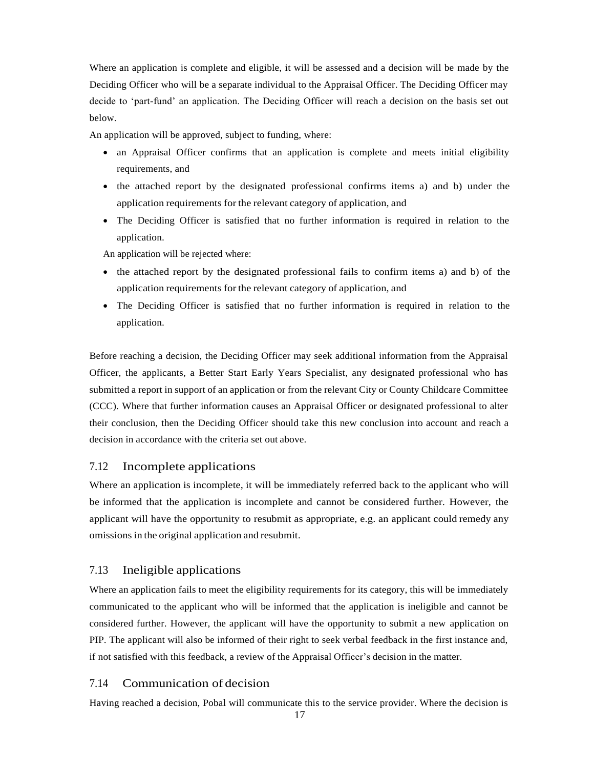Where an application is complete and eligible, it will be assessed and a decision will be made by the Deciding Officer who will be a separate individual to the Appraisal Officer. The Deciding Officer may decide to 'part-fund' an application. The Deciding Officer will reach a decision on the basis set out below.

An application will be approved, subject to funding, where:

- an Appraisal Officer confirms that an application is complete and meets initial eligibility requirements, and
- the attached report by the designated professional confirms items a) and b) under the application requirements for the relevant category of application, and
- The Deciding Officer is satisfied that no further information is required in relation to the application.

An application will be rejected where:

- the attached report by the designated professional fails to confirm items a) and b) of the application requirements for the relevant category of application, and
- The Deciding Officer is satisfied that no further information is required in relation to the application.

Before reaching a decision, the Deciding Officer may seek additional information from the Appraisal Officer, the applicants, a Better Start Early Years Specialist, any designated professional who has submitted a report in support of an application or from the relevant City or County Childcare Committee (CCC). Where that further information causes an Appraisal Officer or designated professional to alter their conclusion, then the Deciding Officer should take this new conclusion into account and reach a decision in accordance with the criteria set out above.

## 7.12 Incomplete applications

Where an application is incomplete, it will be immediately referred back to the applicant who will be informed that the application is incomplete and cannot be considered further. However, the applicant will have the opportunity to resubmit as appropriate, e.g. an applicant could remedy any omissions in the original application and resubmit.

## 7.13 Ineligible applications

Where an application fails to meet the eligibility requirements for its category, this will be immediately communicated to the applicant who will be informed that the application is ineligible and cannot be considered further. However, the applicant will have the opportunity to submit a new application on PIP. The applicant will also be informed of their right to seek verbal feedback in the first instance and, if not satisfied with this feedback, a review of the Appraisal Officer's decision in the matter.

## 7.14 Communication of decision

Having reached a decision, Pobal will communicate this to the service provider. Where the decision is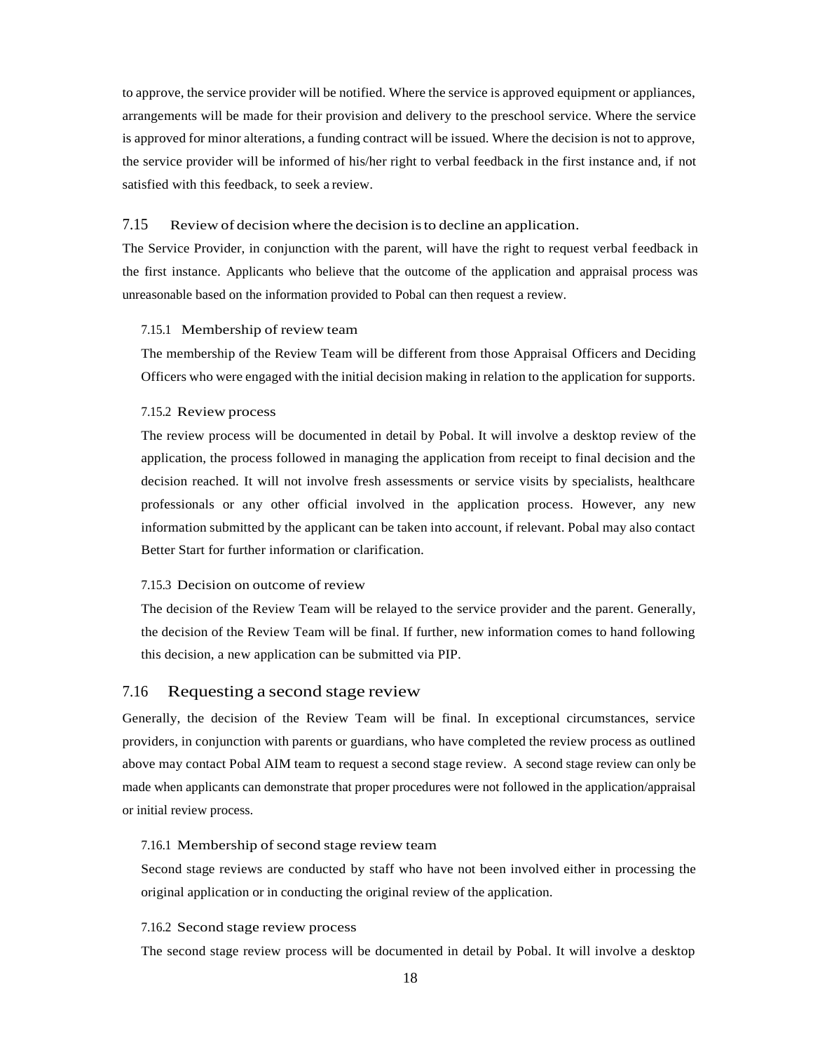to approve, the service provider will be notified. Where the service is approved equipment or appliances, arrangements will be made for their provision and delivery to the preschool service. Where the service is approved for minor alterations, a funding contract will be issued. Where the decision is not to approve, the service provider will be informed of his/her right to verbal feedback in the first instance and, if not satisfied with this feedback, to seek a review.

## 7.15 Review of decision where the decision is to decline an application.

The Service Provider, in conjunction with the parent, will have the right to request verbal feedback in the first instance. Applicants who believe that the outcome of the application and appraisal process was unreasonable based on the information provided to Pobal can then request a review.

### 7.15.1 Membership of review team

The membership of the Review Team will be different from those Appraisal Officers and Deciding Officers who were engaged with the initial decision making in relation to the application for supports.

### 7.15.2 Review process

The review process will be documented in detail by Pobal. It will involve a desktop review of the application, the process followed in managing the application from receipt to final decision and the decision reached. It will not involve fresh assessments or service visits by specialists, healthcare professionals or any other official involved in the application process. However, any new information submitted by the applicant can be taken into account, if relevant. Pobal may also contact Better Start for further information or clarification.

### 7.15.3 Decision on outcome of review

The decision of the Review Team will be relayed to the service provider and the parent. Generally, the decision of the Review Team will be final. If further, new information comes to hand following this decision, a new application can be submitted via PIP.

## 7.16 Requesting a second stage review

Generally, the decision of the Review Team will be final. In exceptional circumstances, service providers, in conjunction with parents or guardians, who have completed the review process as outlined above may contact Pobal AIM team to request a second stage review. A second stage review can only be made when applicants can demonstrate that proper procedures were not followed in the application/appraisal or initial review process.

### 7.16.1 Membership of second stage review team

Second stage reviews are conducted by staff who have not been involved either in processing the original application or in conducting the original review of the application.

### 7.16.2 Second stage review process

The second stage review process will be documented in detail by Pobal. It will involve a desktop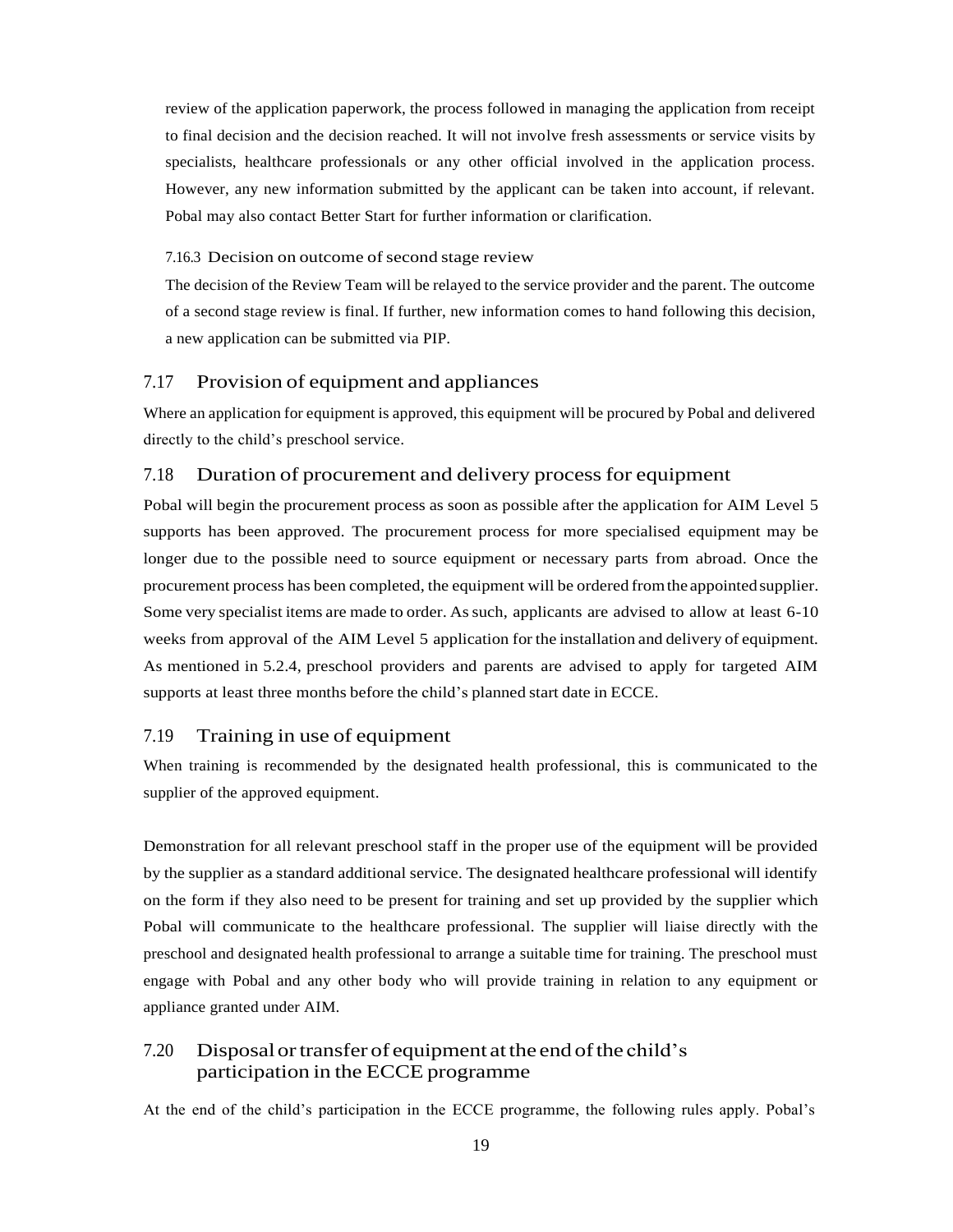review of the application paperwork, the process followed in managing the application from receipt to final decision and the decision reached. It will not involve fresh assessments or service visits by specialists, healthcare professionals or any other official involved in the application process. However, any new information submitted by the applicant can be taken into account, if relevant. Pobal may also contact Better Start for further information or clarification.

#### 7.16.3 Decision on outcome of second stage review

The decision of the Review Team will be relayed to the service provider and the parent. The outcome of a second stage review is final. If further, new information comes to hand following this decision, a new application can be submitted via PIP.

### 7.17 Provision of equipment and appliances

Where an application for equipment is approved, this equipment will be procured by Pobal and delivered directly to the child's preschool service.

### 7.18 Duration of procurement and delivery process for equipment

Pobal will begin the procurement process as soon as possible after the application for AIM Level 5 supports has been approved. The procurement process for more specialised equipment may be longer due to the possible need to source equipment or necessary parts from abroad. Once the procurement process has been completed, the equipment will be ordered from the appointed supplier. Some very specialist items are made to order. As such, applicants are advised to allow at least 6-10 weeks from approval of the AIM Level 5 application for the installation and delivery of equipment. As mentioned in 5.2.4, preschool providers and parents are advised to apply for targeted AIM supports at least three months before the child's planned start date in ECCE.

### 7.19 Training in use of equipment

When training is recommended by the designated health professional, this is communicated to the supplier of the approved equipment.

Demonstration for all relevant preschool staff in the proper use of the equipment will be provided by the supplier as a standard additional service. The designated healthcare professional will identify on the form if they also need to be present for training and set up provided by the supplier which Pobal will communicate to the healthcare professional. The supplier will liaise directly with the preschool and designated health professional to arrange a suitable time for training. The preschool must engage with Pobal and any other body who will provide training in relation to any equipment or appliance granted under AIM.

### 7.20 Disposal or transfer of equipment at the end of the child's participation in the ECCE programme

At the end of the child's participation in the ECCE programme, the following rules apply. Pobal's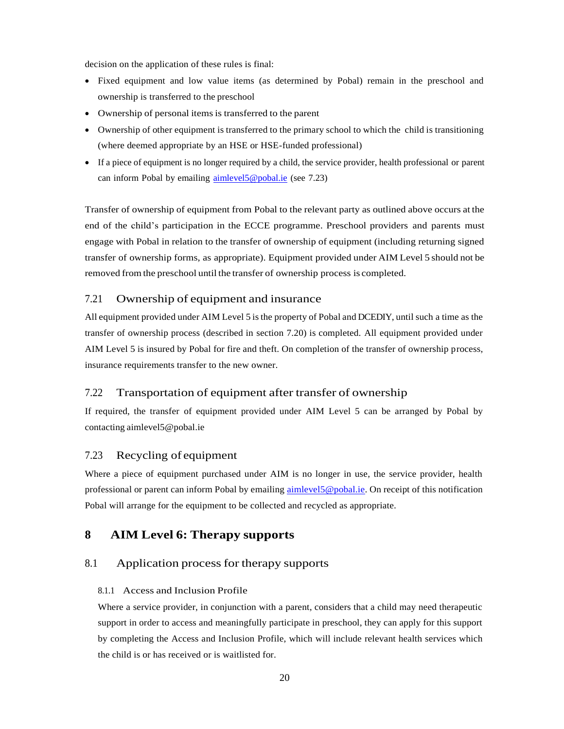decision on the application of these rules is final:

- Fixed equipment and low value items (as determined by Pobal) remain in the preschool and ownership is transferred to the preschool
- Ownership of personal items is transferred to the parent
- Ownership of other equipment is transferred to the primary school to which the child is transitioning (where deemed appropriate by an HSE or HSE-funded professional)
- If a piece of equipment is no longer required by a child, the service provider, health professional or parent can inform Pobal by emailing aimlevel5@pobal.ie (see 7.23)

Transfer of ownership of equipment from Pobal to the relevant party as outlined above occurs at the end of the child's participation in the ECCE programme. Preschool providers and parents must engage with Pobal in relation to the transfer of ownership of equipment (including returning signed transfer of ownership forms, as appropriate). Equipment provided under AIM Level 5 should not be removed from the preschool until the transfer of ownership process is completed.

### 7.21 Ownership of equipment and insurance

All equipment provided under AIM Level 5 is the property of Pobal and DCEDIY, until such a time as the transfer of ownership process (described in section 7.20) is completed. All equipment provided under AIM Level 5 is insured by Pobal for fire and theft. On completion of the transfer of ownership process, insurance requirements transfer to the new owner.

### 7.22 Transportation of equipment after transfer of ownership

If required, the transfer of equipment provided under AIM Level 5 can be arranged by Pobal by contacting aimlevel5@pobal.ie

### 7.23 Recycling of equipment

Where a piece of equipment purchased under AIM is no longer in use, the service provider, health professional or parent can inform Pobal by emailing aimlevel5@pobal.ie. On receipt of this notification Pobal will arrange for the equipment to be collected and recycled as appropriate.

## 8 AIM Level 6: Therapy supports

### 8.1 Application process for therapy supports

#### 8.1.1 Access and Inclusion Profile

Where a service provider, in conjunction with a parent, considers that a child may need therapeutic support in order to access and meaningfully participate in preschool, they can apply for this support by completing the Access and Inclusion Profile, which will include relevant health services which the child is or has received or is waitlisted for.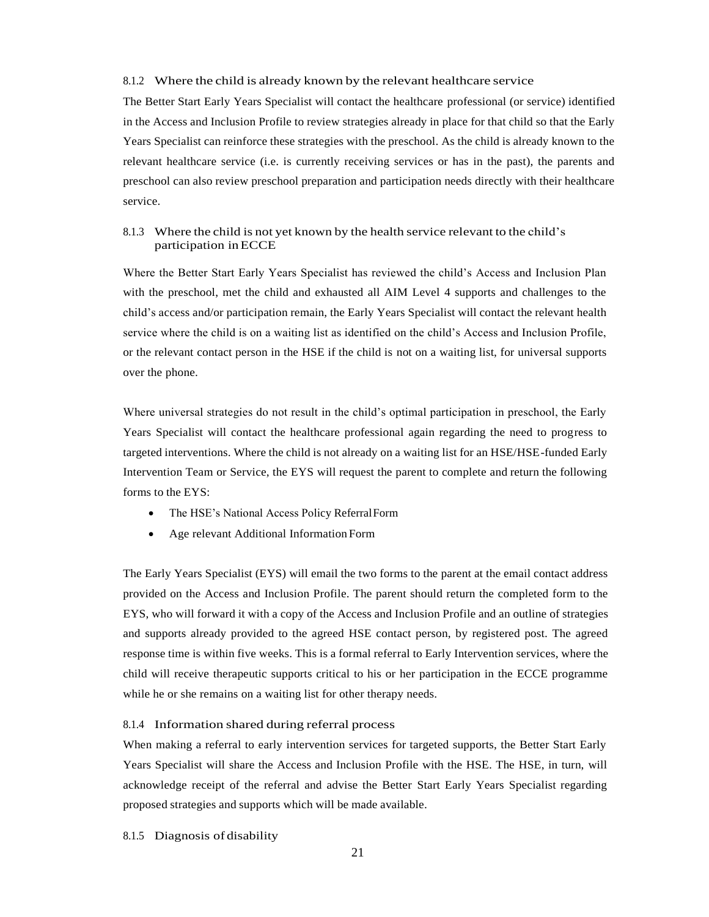### 8.1.2 Where the child is already known by the relevant healthcare service

The Better Start Early Years Specialist will contact the healthcare professional (or service) identified in the Access and Inclusion Profile to review strategies already in place for that child so that the Early Years Specialist can reinforce these strategies with the preschool. As the child is already known to the relevant healthcare service (i.e. is currently receiving services or has in the past), the parents and preschool can also review preschool preparation and participation needs directly with their healthcare service.

### 8.1.3 Where the child is not yet known by the health service relevant to the child's participation in ECCE

Where the Better Start Early Years Specialist has reviewed the child's Access and Inclusion Plan with the preschool, met the child and exhausted all AIM Level 4 supports and challenges to the child's access and/or participation remain, the Early Years Specialist will contact the relevant health service where the child is on a waiting list as identified on the child's Access and Inclusion Profile, or the relevant contact person in the HSE if the child is not on a waiting list, for universal supports over the phone.

Where universal strategies do not result in the child's optimal participation in preschool, the Early Years Specialist will contact the healthcare professional again regarding the need to progress to targeted interventions. Where the child is not already on a waiting list for an HSE/HSE-funded Early Intervention Team or Service, the EYS will request the parent to complete and return the following forms to the EYS:

- The HSE's National Access Policy Referral Form
- Age relevant Additional Information Form

The Early Years Specialist (EYS) will email the two forms to the parent at the email contact address provided on the Access and Inclusion Profile. The parent should return the completed form to the EYS, who will forward it with a copy of the Access and Inclusion Profile and an outline of strategies and supports already provided to the agreed HSE contact person, by registered post. The agreed response time is within five weeks. This is a formal referral to Early Intervention services, where the child will receive therapeutic supports critical to his or her participation in the ECCE programme while he or she remains on a waiting list for other therapy needs.

### 8.1.4 Information shared during referral process

When making a referral to early intervention services for targeted supports, the Better Start Early Years Specialist will share the Access and Inclusion Profile with the HSE. The HSE, in turn, will acknowledge receipt of the referral and advise the Better Start Early Years Specialist regarding proposed strategies and supports which will be made available.

### 8.1.5 Diagnosis of disability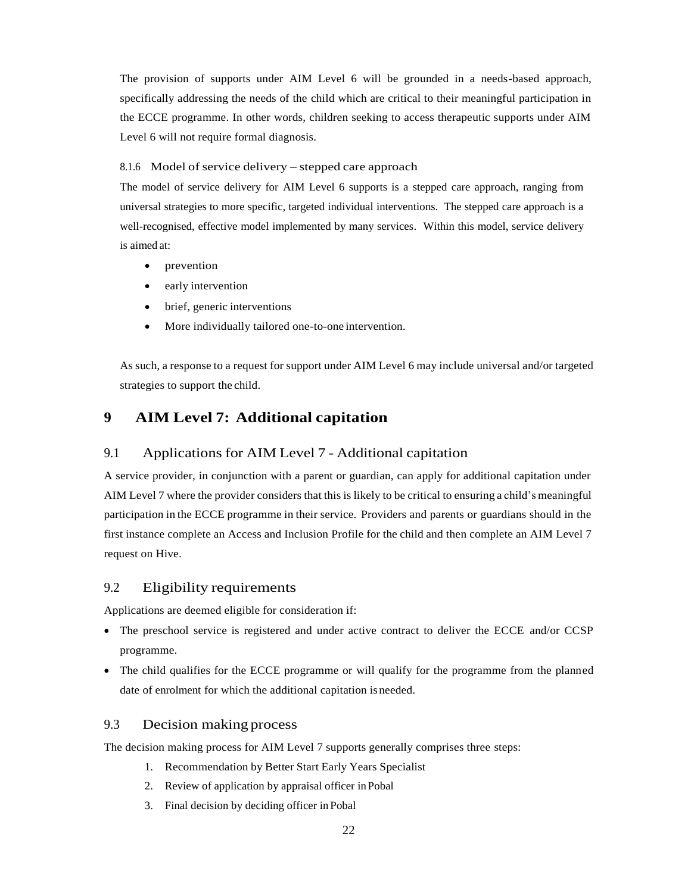The provision of supports under AIM Level 6 will be grounded in a needs-based approach, specifically addressing the needs of the child which are critical to their meaningful participation in the ECCE programme. In other words, children seeking to access therapeutic supports under AIM Level 6 will not require formal diagnosis.

#### 8.1.6 Model of service delivery – stepped care approach

The model of service delivery for AIM Level 6 supports is a stepped care approach, ranging from universal strategies to more specific, targeted individual interventions. The stepped care approach is a well-recognised, effective model implemented by many services. Within this model, service delivery is aimed at:

- prevention
- early intervention
- brief, generic interventions
- More individually tailored one-to-one intervention.

As such, a response to a request for support under AIM Level 6 may include universal and/or targeted strategies to support the child.

# 9 AIM Level 7: Additional capitation

## 9.1 Applications for AIM Level 7 - Additional capitation

A service provider, in conjunction with a parent or guardian, can apply for additional capitation under AIM Level 7 where the provider considers that this is likely to be critical to ensuring a child's meaningful participation in the ECCE programme in their service. Providers and parents or guardians should in the first instance complete an Access and Inclusion Profile for the child and then complete an AIM Level 7 request on Hive.

## 9.2 Eligibility requirements

Applications are deemed eligible for consideration if:

- The preschool service is registered and under active contract to deliver the ECCE and/or CCSP programme.
- The child qualifies for the ECCE programme or will qualify for the programme from the planned date of enrolment for which the additional capitation is needed.

## 9.3 Decision making process

The decision making process for AIM Level 7 supports generally comprises three steps:

1. Recommendation by Better Start Early Years Specialist
2. Review of application by appraisal officer in Pobal
3. Final decision by deciding officer in Pobal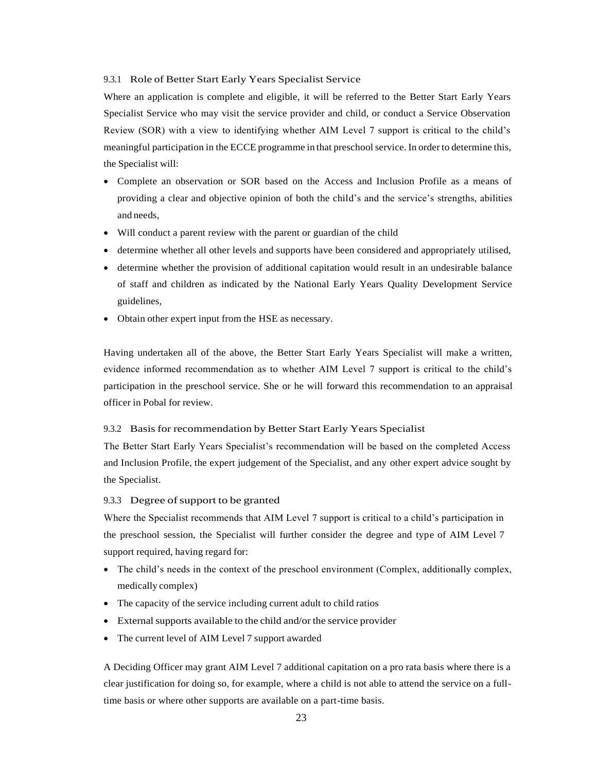### 9.3.1 Role of Better Start Early Years Specialist Service

Where an application is complete and eligible, it will be referred to the Better Start Early Years Specialist Service who may visit the service provider and child, or conduct a Service Observation Review (SOR) with a view to identifying whether AIM Level 7 support is critical to the child's meaningful participation in the ECCE programme in that preschool service. In order to determine this, the Specialist will:

- Complete an observation or SOR based on the Access and Inclusion Profile as a means of providing a clear and objective opinion of both the child's and the service's strengths, abilities and needs,
- Will conduct a parent review with the parent or guardian of the child
- determine whether all other levels and supports have been considered and appropriately utilised,
- determine whether the provision of additional capitation would result in an undesirable balance of staff and children as indicated by the National Early Years Quality Development Service guidelines,
- Obtain other expert input from the HSE as necessary.

Having undertaken all of the above, the Better Start Early Years Specialist will make a written, evidence informed recommendation as to whether AIM Level 7 support is critical to the child's participation in the preschool service. She or he will forward this recommendation to an appraisal officer in Pobal for review.

### 9.3.2 Basis for recommendation by Better Start Early Years Specialist

The Better Start Early Years Specialist's recommendation will be based on the completed Access and Inclusion Profile, the expert judgement of the Specialist, and any other expert advice sought by the Specialist.

### 9.3.3 Degree of support to be granted

Where the Specialist recommends that AIM Level 7 support is critical to a child's participation in the preschool session, the Specialist will further consider the degree and type of AIM Level 7 support required, having regard for:

- The child's needs in the context of the preschool environment (Complex, additionally complex, medically complex)
- The capacity of the service including current adult to child ratios
- External supports available to the child and/or the service provider
- The current level of AIM Level 7 support awarded

A Deciding Officer may grant AIM Level 7 additional capitation on a pro rata basis where there is a clear justification for doing so, for example, where a child is not able to attend the service on a full-time basis or where other supports are available on a part-time basis.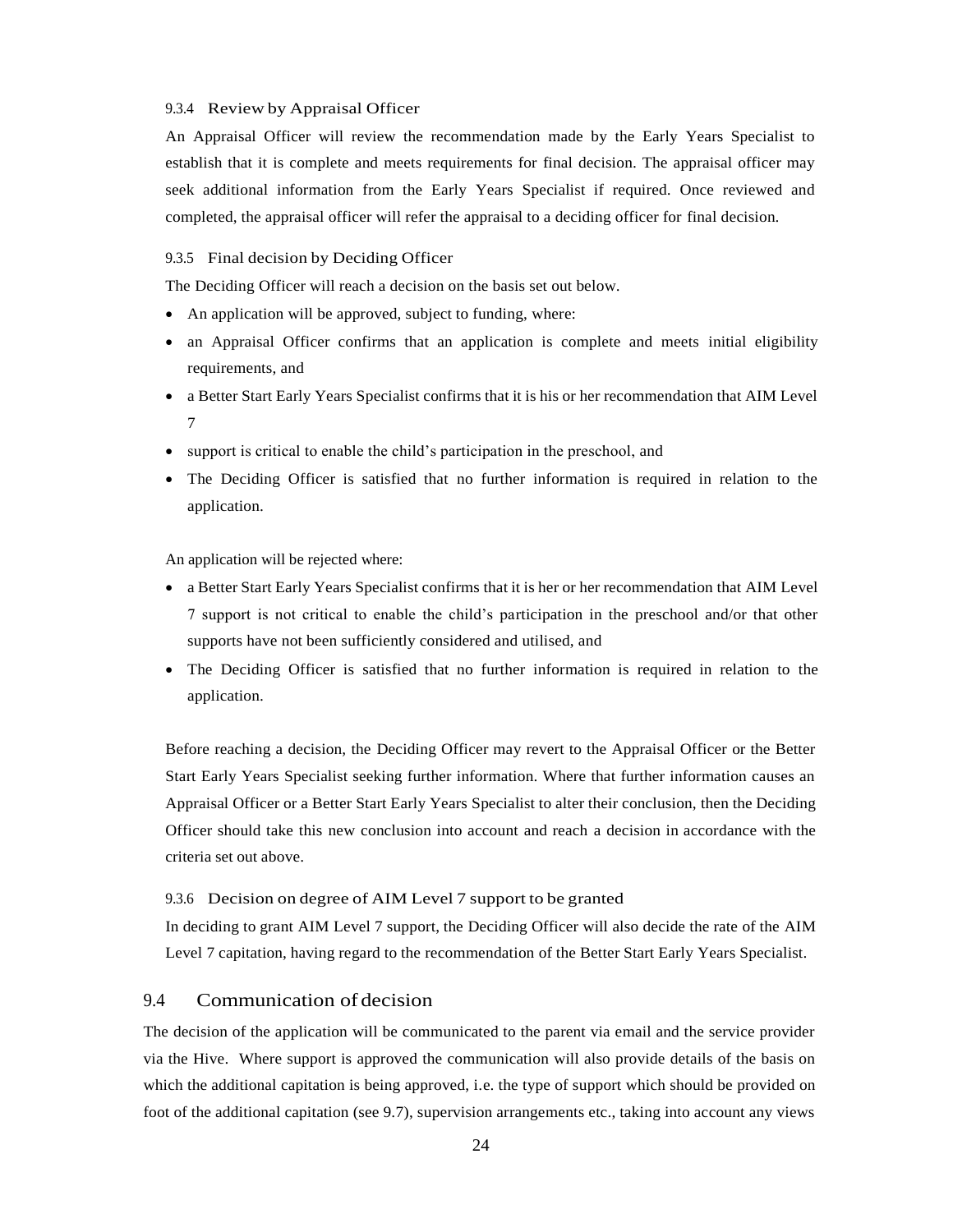#### 9.3.4 Review by Appraisal Officer

An Appraisal Officer will review the recommendation made by the Early Years Specialist to establish that it is complete and meets requirements for final decision. The appraisal officer may seek additional information from the Early Years Specialist if required. Once reviewed and completed, the appraisal officer will refer the appraisal to a deciding officer for final decision.

#### 9.3.5 Final decision by Deciding Officer

The Deciding Officer will reach a decision on the basis set out below.

- An application will be approved, subject to funding, where:
- an Appraisal Officer confirms that an application is complete and meets initial eligibility requirements, and
- a Better Start Early Years Specialist confirms that it is his or her recommendation that AIM Level 7
- support is critical to enable the child's participation in the preschool, and
- The Deciding Officer is satisfied that no further information is required in relation to the application.

An application will be rejected where:

- a Better Start Early Years Specialist confirms that it is her or her recommendation that AIM Level 7 support is not critical to enable the child's participation in the preschool and/or that other supports have not been sufficiently considered and utilised, and
- The Deciding Officer is satisfied that no further information is required in relation to the application.

Before reaching a decision, the Deciding Officer may revert to the Appraisal Officer or the Better Start Early Years Specialist seeking further information. Where that further information causes an Appraisal Officer or a Better Start Early Years Specialist to alter their conclusion, then the Deciding Officer should take this new conclusion into account and reach a decision in accordance with the criteria set out above.

#### 9.3.6 Decision on degree of AIM Level 7 support to be granted

In deciding to grant AIM Level 7 support, the Deciding Officer will also decide the rate of the AIM Level 7 capitation, having regard to the recommendation of the Better Start Early Years Specialist.

### 9.4 Communication of decision

The decision of the application will be communicated to the parent via email and the service provider via the Hive. Where support is approved the communication will also provide details of the basis on which the additional capitation is being approved, i.e. the type of support which should be provided on foot of the additional capitation (see 9.7), supervision arrangements etc., taking into account any views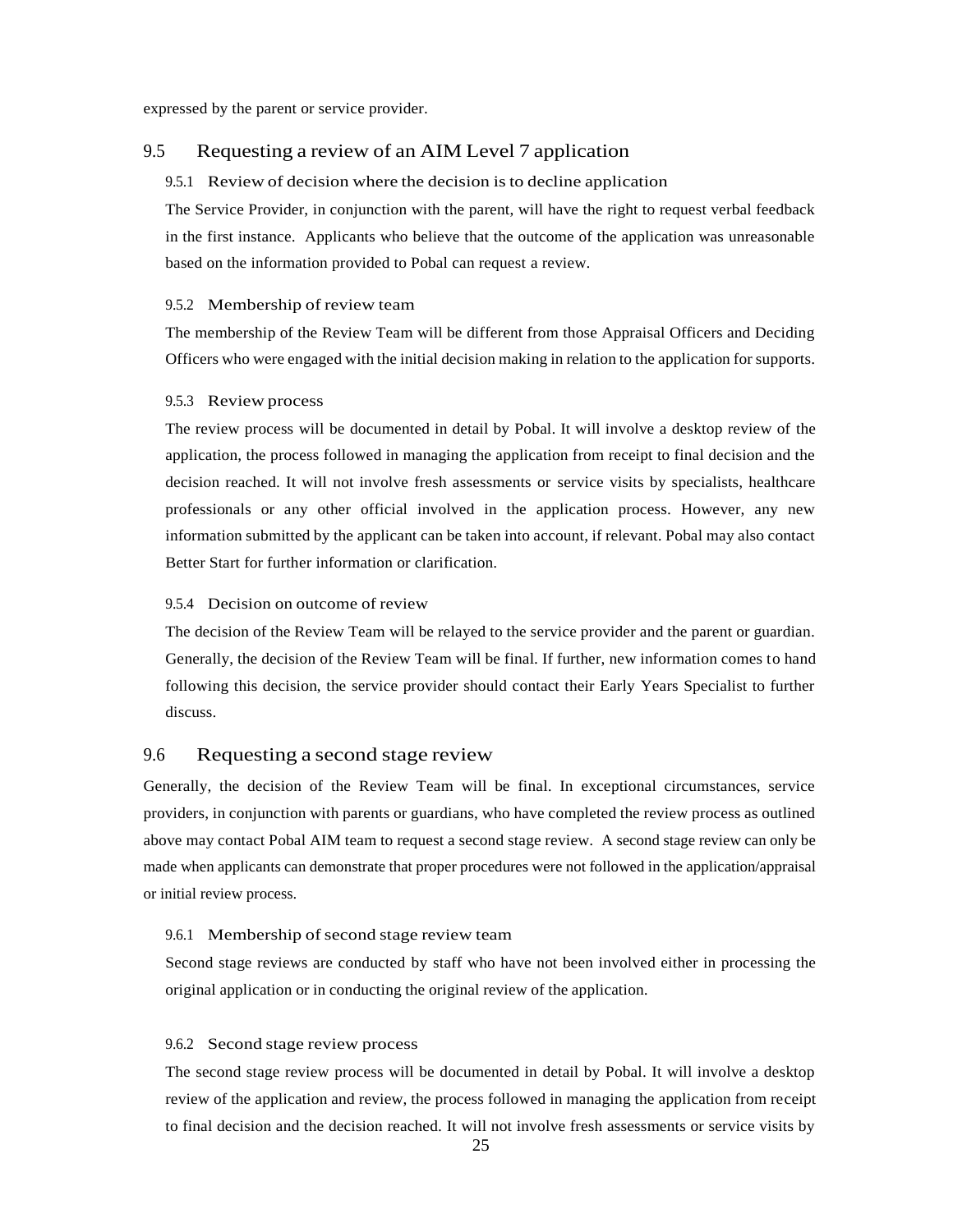expressed by the parent or service provider.

## 9.5 Requesting a review of an AIM Level 7 application

### 9.5.1 Review of decision where the decision is to decline application

The Service Provider, in conjunction with the parent, will have the right to request verbal feedback in the first instance. Applicants who believe that the outcome of the application was unreasonable based on the information provided to Pobal can request a review.

### 9.5.2 Membership of review team

The membership of the Review Team will be different from those Appraisal Officers and Deciding Officers who were engaged with the initial decision making in relation to the application for supports.

### 9.5.3 Review process

The review process will be documented in detail by Pobal. It will involve a desktop review of the application, the process followed in managing the application from receipt to final decision and the decision reached. It will not involve fresh assessments or service visits by specialists, healthcare professionals or any other official involved in the application process. However, any new information submitted by the applicant can be taken into account, if relevant. Pobal may also contact Better Start for further information or clarification.

### 9.5.4 Decision on outcome of review

The decision of the Review Team will be relayed to the service provider and the parent or guardian. Generally, the decision of the Review Team will be final. If further, new information comes to hand following this decision, the service provider should contact their Early Years Specialist to further discuss.

## 9.6 Requesting a second stage review

Generally, the decision of the Review Team will be final. In exceptional circumstances, service providers, in conjunction with parents or guardians, who have completed the review process as outlined above may contact Pobal AIM team to request a second stage review. A second stage review can only be made when applicants can demonstrate that proper procedures were not followed in the application/appraisal or initial review process.

### 9.6.1 Membership of second stage review team

Second stage reviews are conducted by staff who have not been involved either in processing the original application or in conducting the original review of the application.

### 9.6.2 Second stage review process

The second stage review process will be documented in detail by Pobal. It will involve a desktop review of the application and review, the process followed in managing the application from receipt to final decision and the decision reached. It will not involve fresh assessments or service visits by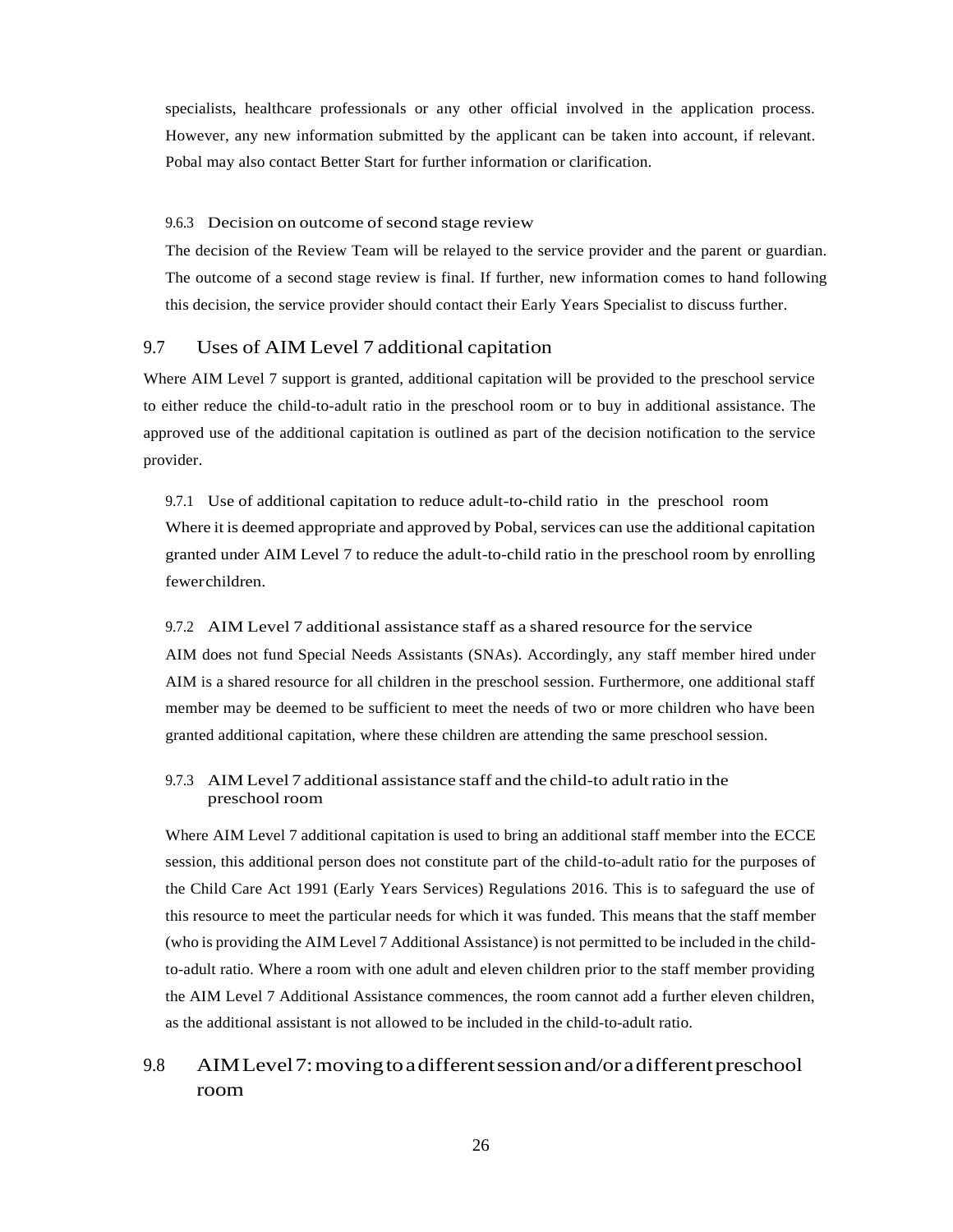specialists, healthcare professionals or any other official involved in the application process. However, any new information submitted by the applicant can be taken into account, if relevant. Pobal may also contact Better Start for further information or clarification.

#### 9.6.3 Decision on outcome of second stage review

The decision of the Review Team will be relayed to the service provider and the parent or guardian. The outcome of a second stage review is final. If further, new information comes to hand following this decision, the service provider should contact their Early Years Specialist to discuss further.

### 9.7 Uses of AIM Level 7 additional capitation

Where AIM Level 7 support is granted, additional capitation will be provided to the preschool service to either reduce the child-to-adult ratio in the preschool room or to buy in additional assistance. The approved use of the additional capitation is outlined as part of the decision notification to the service provider.

#### 9.7.1 Use of additional capitation to reduce adult-to-child ratio in the preschool room

Where it is deemed appropriate and approved by Pobal, services can use the additional capitation granted under AIM Level 7 to reduce the adult-to-child ratio in the preschool room by enrolling fewer children.

#### 9.7.2 AIM Level 7 additional assistance staff as a shared resource for the service

AIM does not fund Special Needs Assistants (SNAs). Accordingly, any staff member hired under AIM is a shared resource for all children in the preschool session. Furthermore, one additional staff member may be deemed to be sufficient to meet the needs of two or more children who have been granted additional capitation, where these children are attending the same preschool session.

#### 9.7.3 AIM Level 7 additional assistance staff and the child-to adult ratio in the preschool room

Where AIM Level 7 additional capitation is used to bring an additional staff member into the ECCE session, this additional person does not constitute part of the child-to-adult ratio for the purposes of the Child Care Act 1991 (Early Years Services) Regulations 2016. This is to safeguard the use of this resource to meet the particular needs for which it was funded. This means that the staff member (who is providing the AIM Level 7 Additional Assistance) is not permitted to be included in the child-to-adult ratio. Where a room with one adult and eleven children prior to the staff member providing the AIM Level 7 Additional Assistance commences, the room cannot add a further eleven children, as the additional assistant is not allowed to be included in the child-to-adult ratio.

### 9.8 AIM Level 7: moving to a different session and/or a different preschool room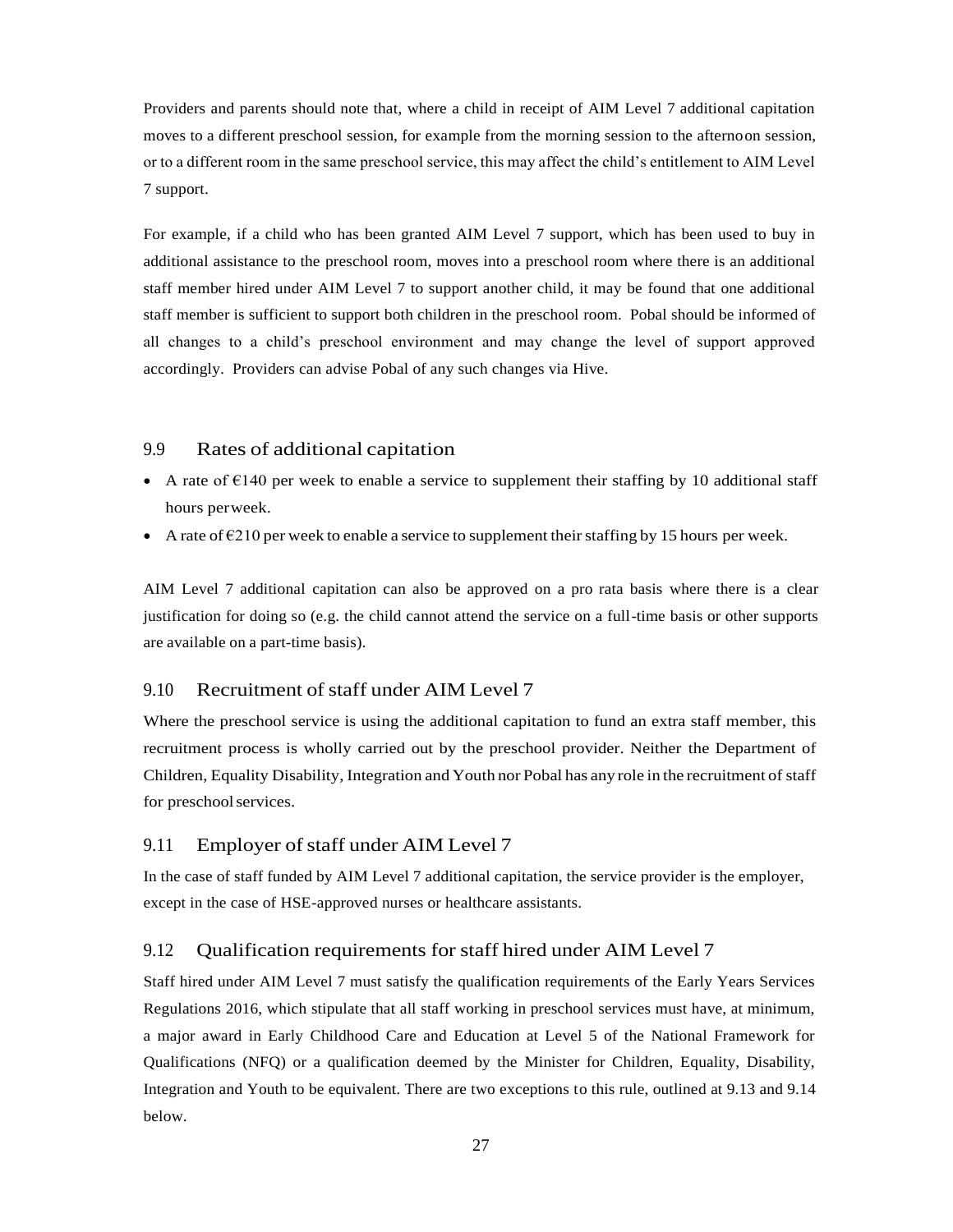Providers and parents should note that, where a child in receipt of AIM Level 7 additional capitation moves to a different preschool session, for example from the morning session to the afternoon session, or to a different room in the same preschool service, this may affect the child's entitlement to AIM Level 7 support.

For example, if a child who has been granted AIM Level 7 support, which has been used to buy in additional assistance to the preschool room, moves into a preschool room where there is an additional staff member hired under AIM Level 7 to support another child, it may be found that one additional staff member is sufficient to support both children in the preschool room. Pobal should be informed of all changes to a child's preschool environment and may change the level of support approved accordingly. Providers can advise Pobal of any such changes via Hive.

## 9.9 Rates of additional capitation

- A rate of €140 per week to enable a service to supplement their staffing by 10 additional staff hours per week.
- A rate of €210 per week to enable a service to supplement their staffing by 15 hours per week.

AIM Level 7 additional capitation can also be approved on a pro rata basis where there is a clear justification for doing so (e.g. the child cannot attend the service on a full-time basis or other supports are available on a part-time basis).

## 9.10 Recruitment of staff under AIM Level 7

Where the preschool service is using the additional capitation to fund an extra staff member, this recruitment process is wholly carried out by the preschool provider. Neither the Department of Children, Equality Disability, Integration and Youth nor Pobal has any role in the recruitment of staff for preschool services.

## 9.11 Employer of staff under AIM Level 7

In the case of staff funded by AIM Level 7 additional capitation, the service provider is the employer, except in the case of HSE-approved nurses or healthcare assistants.

## 9.12 Qualification requirements for staff hired under AIM Level 7

Staff hired under AIM Level 7 must satisfy the qualification requirements of the Early Years Services Regulations 2016, which stipulate that all staff working in preschool services must have, at minimum, a major award in Early Childhood Care and Education at Level 5 of the National Framework for Qualifications (NFQ) or a qualification deemed by the Minister for Children, Equality, Disability, Integration and Youth to be equivalent. There are two exceptions to this rule, outlined at 9.13 and 9.14 below.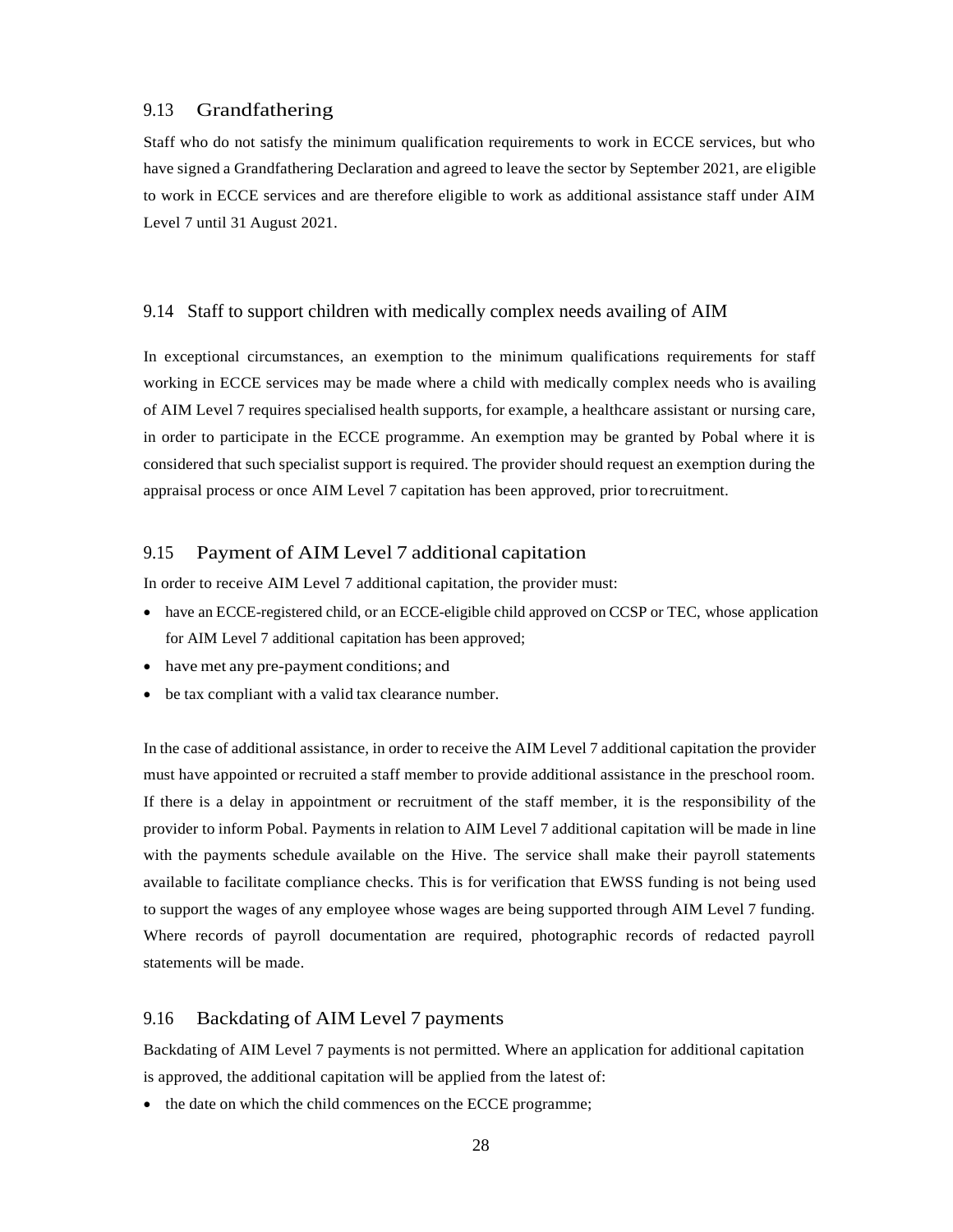## 9.13 Grandfathering

Staff who do not satisfy the minimum qualification requirements to work in ECCE services, but who have signed a Grandfathering Declaration and agreed to leave the sector by September 2021, are eligible to work in ECCE services and are therefore eligible to work as additional assistance staff under AIM Level 7 until 31 August 2021.

## 9.14 Staff to support children with medically complex needs availing of AIM

In exceptional circumstances, an exemption to the minimum qualifications requirements for staff working in ECCE services may be made where a child with medically complex needs who is availing of AIM Level 7 requires specialised health supports, for example, a healthcare assistant or nursing care, in order to participate in the ECCE programme. An exemption may be granted by Pobal where it is considered that such specialist support is required. The provider should request an exemption during the appraisal process or once AIM Level 7 capitation has been approved, prior to recruitment.

## 9.15 Payment of AIM Level 7 additional capitation

In order to receive AIM Level 7 additional capitation, the provider must:

- have an ECCE-registered child, or an ECCE-eligible child approved on CCSP or TEC, whose application for AIM Level 7 additional capitation has been approved;
- have met any pre-payment conditions; and
- be tax compliant with a valid tax clearance number.

In the case of additional assistance, in order to receive the AIM Level 7 additional capitation the provider must have appointed or recruited a staff member to provide additional assistance in the preschool room. If there is a delay in appointment or recruitment of the staff member, it is the responsibility of the provider to inform Pobal. Payments in relation to AIM Level 7 additional capitation will be made in line with the payments schedule available on the Hive. The service shall make their payroll statements available to facilitate compliance checks. This is for verification that EWSS funding is not being used to support the wages of any employee whose wages are being supported through AIM Level 7 funding. Where records of payroll documentation are required, photographic records of redacted payroll statements will be made.

## 9.16 Backdating of AIM Level 7 payments

Backdating of AIM Level 7 payments is not permitted. Where an application for additional capitation is approved, the additional capitation will be applied from the latest of:

- the date on which the child commences on the ECCE programme;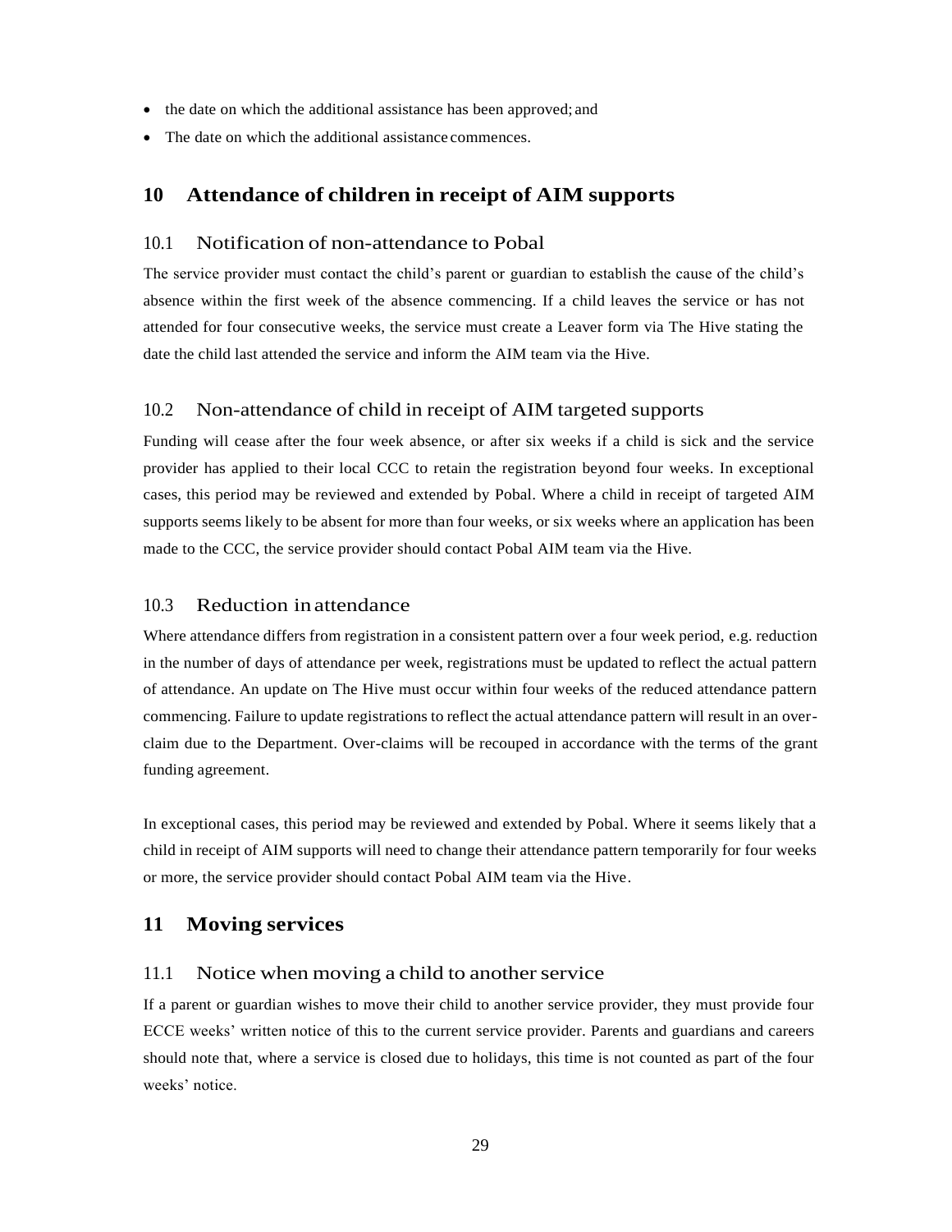- the date on which the additional assistance has been approved; and
- The date on which the additional assistance commences.

## 10 Attendance of children in receipt of AIM supports

### 10.1 Notification of non-attendance to Pobal

The service provider must contact the child's parent or guardian to establish the cause of the child's absence within the first week of the absence commencing. If a child leaves the service or has not attended for four consecutive weeks, the service must create a Leaver form via The Hive stating the date the child last attended the service and inform the AIM team via the Hive.

### 10.2 Non-attendance of child in receipt of AIM targeted supports

Funding will cease after the four week absence, or after six weeks if a child is sick and the service provider has applied to their local CCC to retain the registration beyond four weeks. In exceptional cases, this period may be reviewed and extended by Pobal. Where a child in receipt of targeted AIM supports seems likely to be absent for more than four weeks, or six weeks where an application has been made to the CCC, the service provider should contact Pobal AIM team via the Hive.

### 10.3 Reduction in attendance

Where attendance differs from registration in a consistent pattern over a four week period, e.g. reduction in the number of days of attendance per week, registrations must be updated to reflect the actual pattern of attendance. An update on The Hive must occur within four weeks of the reduced attendance pattern commencing. Failure to update registrations to reflect the actual attendance pattern will result in an over-claim due to the Department. Over-claims will be recouped in accordance with the terms of the grant funding agreement.

In exceptional cases, this period may be reviewed and extended by Pobal. Where it seems likely that a child in receipt of AIM supports will need to change their attendance pattern temporarily for four weeks or more, the service provider should contact Pobal AIM team via the Hive.

## 11 Moving services

### 11.1 Notice when moving a child to another service

If a parent or guardian wishes to move their child to another service provider, they must provide four ECCE weeks' written notice of this to the current service provider. Parents and guardians and careers should note that, where a service is closed due to holidays, this time is not counted as part of the four weeks' notice.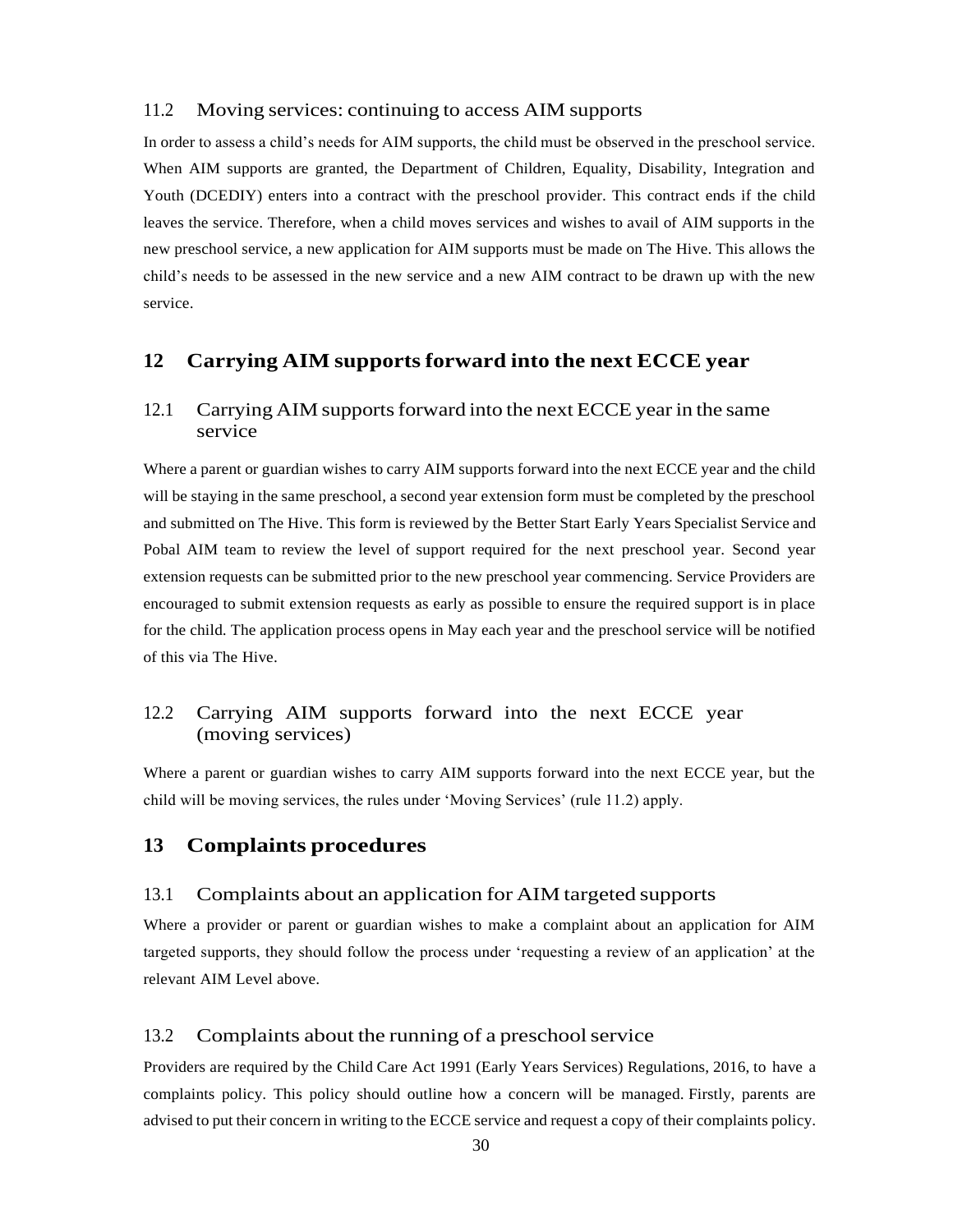### 11.2 Moving services: continuing to access AIM supports

In order to assess a child's needs for AIM supports, the child must be observed in the preschool service. When AIM supports are granted, the Department of Children, Equality, Disability, Integration and Youth (DCEDIY) enters into a contract with the preschool provider. This contract ends if the child leaves the service. Therefore, when a child moves services and wishes to avail of AIM supports in the new preschool service, a new application for AIM supports must be made on The Hive. This allows the child's needs to be assessed in the new service and a new AIM contract to be drawn up with the new service.

## 12 Carrying AIM supports forward into the next ECCE year

### 12.1 Carrying AIM supports forward into the next ECCE year in the same service

Where a parent or guardian wishes to carry AIM supports forward into the next ECCE year and the child will be staying in the same preschool, a second year extension form must be completed by the preschool and submitted on The Hive. This form is reviewed by the Better Start Early Years Specialist Service and Pobal AIM team to review the level of support required for the next preschool year. Second year extension requests can be submitted prior to the new preschool year commencing. Service Providers are encouraged to submit extension requests as early as possible to ensure the required support is in place for the child. The application process opens in May each year and the preschool service will be notified of this via The Hive.

### 12.2 Carrying AIM supports forward into the next ECCE year (moving services)

Where a parent or guardian wishes to carry AIM supports forward into the next ECCE year, but the child will be moving services, the rules under 'Moving Services' (rule 11.2) apply.

## 13 Complaints procedures

### 13.1 Complaints about an application for AIM targeted supports

Where a provider or parent or guardian wishes to make a complaint about an application for AIM targeted supports, they should follow the process under 'requesting a review of an application' at the relevant AIM Level above.

### 13.2 Complaints about the running of a preschool service

Providers are required by the Child Care Act 1991 (Early Years Services) Regulations, 2016, to have a complaints policy. This policy should outline how a concern will be managed. Firstly, parents are advised to put their concern in writing to the ECCE service and request a copy of their complaints policy.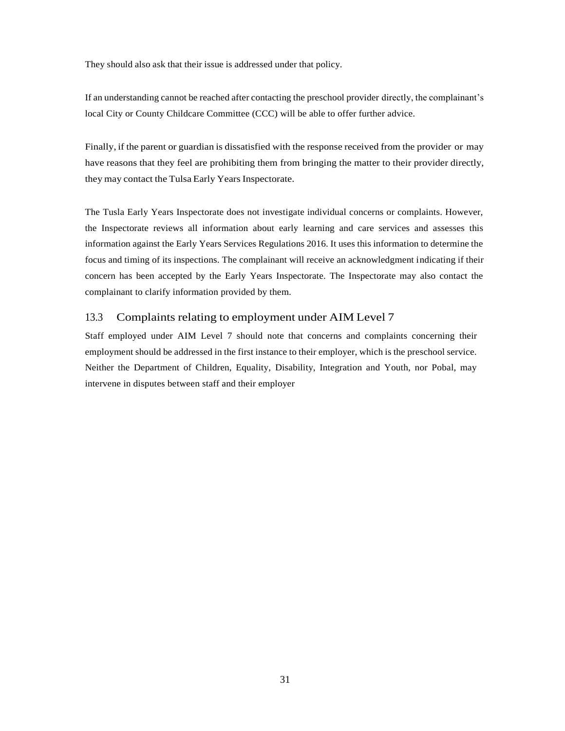They should also ask that their issue is addressed under that policy.

If an understanding cannot be reached after contacting the preschool provider directly, the complainant's local City or County Childcare Committee (CCC) will be able to offer further advice.

Finally, if the parent or guardian is dissatisfied with the response received from the provider or may have reasons that they feel are prohibiting them from bringing the matter to their provider directly, they may contact the Tulsa Early Years Inspectorate.

The Tusla Early Years Inspectorate does not investigate individual concerns or complaints. However, the Inspectorate reviews all information about early learning and care services and assesses this information against the Early Years Services Regulations 2016. It uses this information to determine the focus and timing of its inspections. The complainant will receive an acknowledgment indicating if their concern has been accepted by the Early Years Inspectorate. The Inspectorate may also contact the complainant to clarify information provided by them.

## 13.3 Complaints relating to employment under AIM Level 7

Staff employed under AIM Level 7 should note that concerns and complaints concerning their employment should be addressed in the first instance to their employer, which is the preschool service. Neither the Department of Children, Equality, Disability, Integration and Youth, nor Pobal, may intervene in disputes between staff and their employer